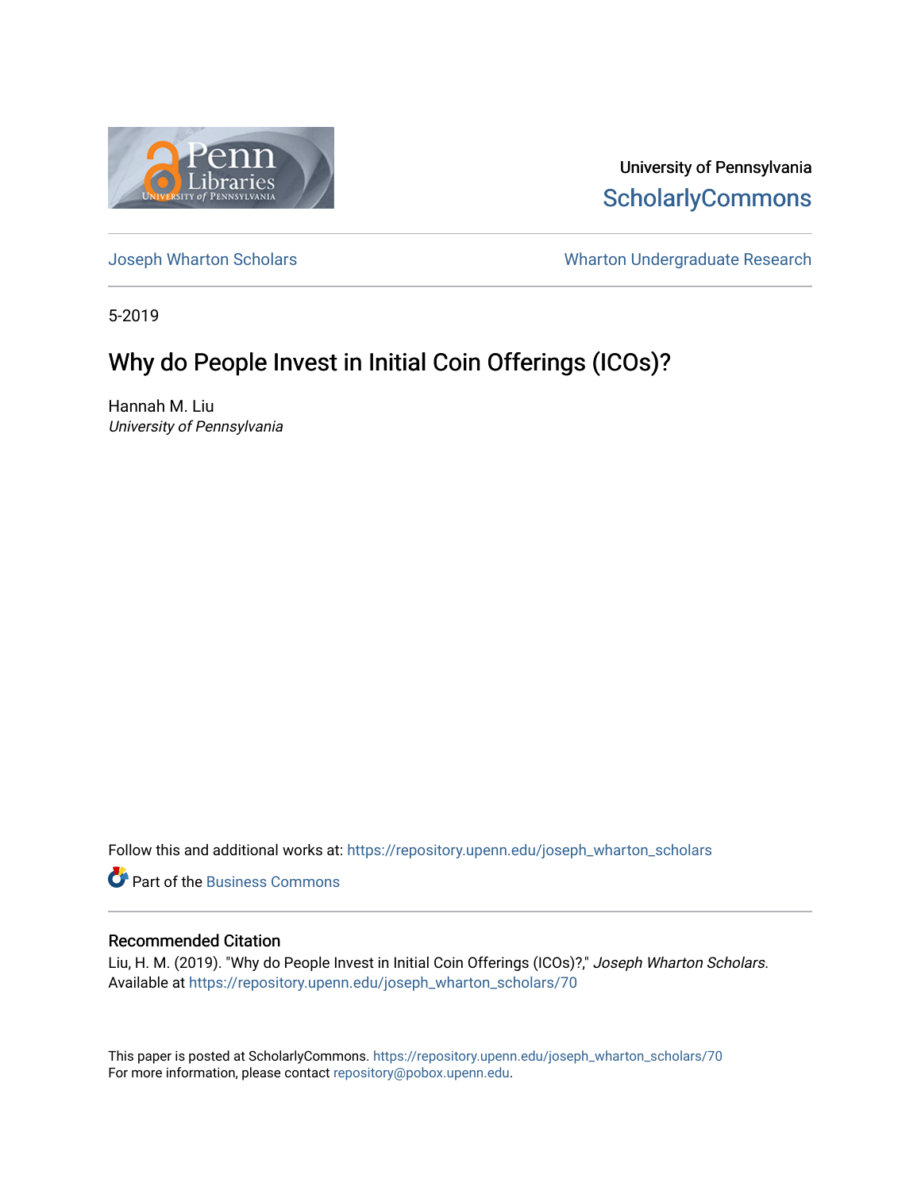University of Pennsylvania
ScholarlyCommons

Joseph Wharton Scholars

Wharton Undergraduate Research

5-2019

# Why do People Invest in Initial Coin Offerings (ICOs)?

Hannah M. Liu
*University of Pennsylvania*

Follow this and additional works at: https://repository.upenn.edu/joseph_wharton_scholars

Part of the Business Commons

## Recommended Citation

Liu, H. M. (2019). "Why do People Invest in Initial Coin Offerings (ICOs)?," *Joseph Wharton Scholars.* Available at https://repository.upenn.edu/joseph_wharton_scholars/70

This paper is posted at ScholarlyCommons. https://repository.upenn.edu/joseph_wharton_scholars/70
For more information, please contact repository@pobox.upenn.edu.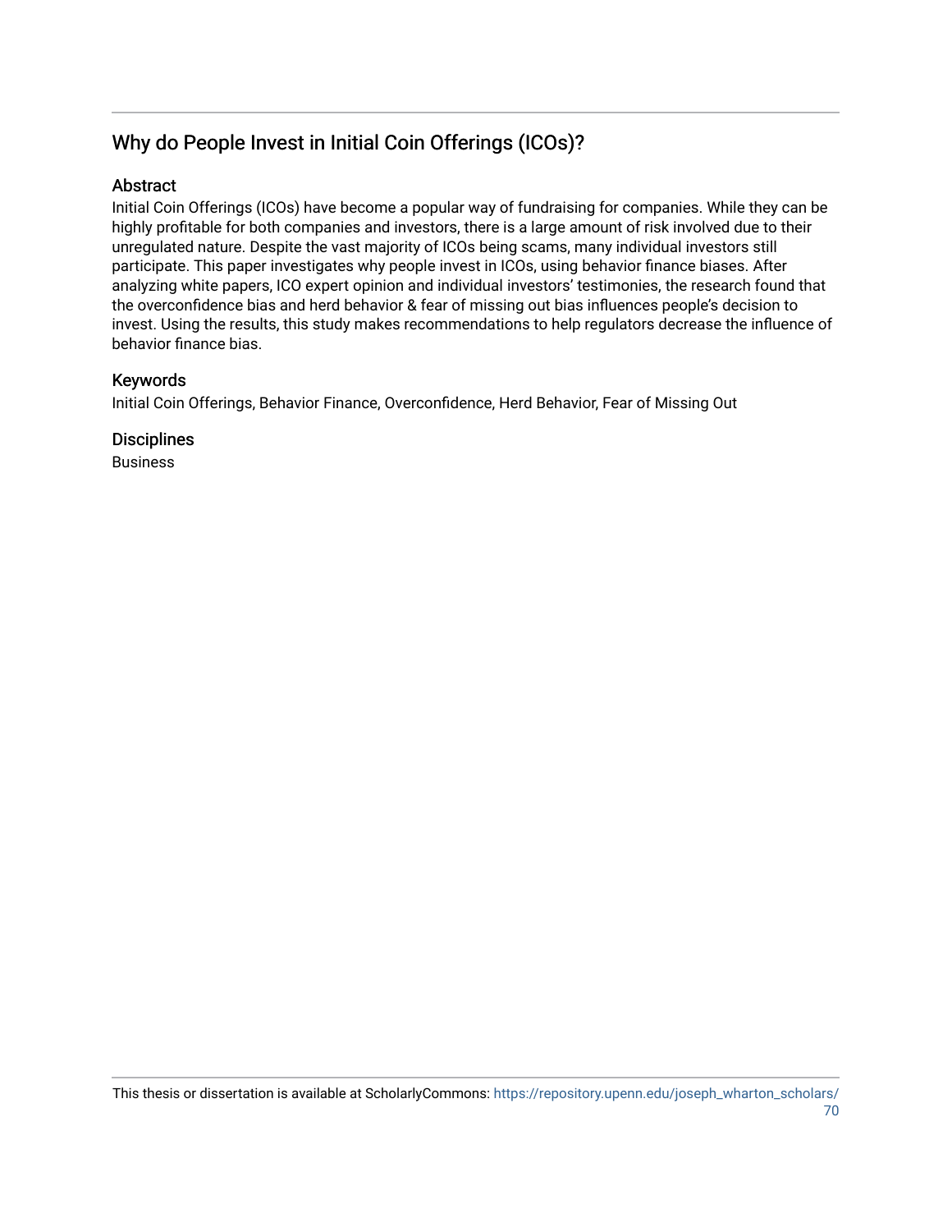# Why do People Invest in Initial Coin Offerings (ICOs)?

## Abstract

Initial Coin Offerings (ICOs) have become a popular way of fundraising for companies. While they can be highly profitable for both companies and investors, there is a large amount of risk involved due to their unregulated nature. Despite the vast majority of ICOs being scams, many individual investors still participate. This paper investigates why people invest in ICOs, using behavior finance biases. After analyzing white papers, ICO expert opinion and individual investors' testimonies, the research found that the overconfidence bias and herd behavior & fear of missing out bias influences people's decision to invest. Using the results, this study makes recommendations to help regulators decrease the influence of behavior finance bias.

## Keywords

Initial Coin Offerings, Behavior Finance, Overconfidence, Herd Behavior, Fear of Missing Out

## Disciplines

Business

This thesis or dissertation is available at ScholarlyCommons: https://repository.upenn.edu/joseph_wharton_scholars/70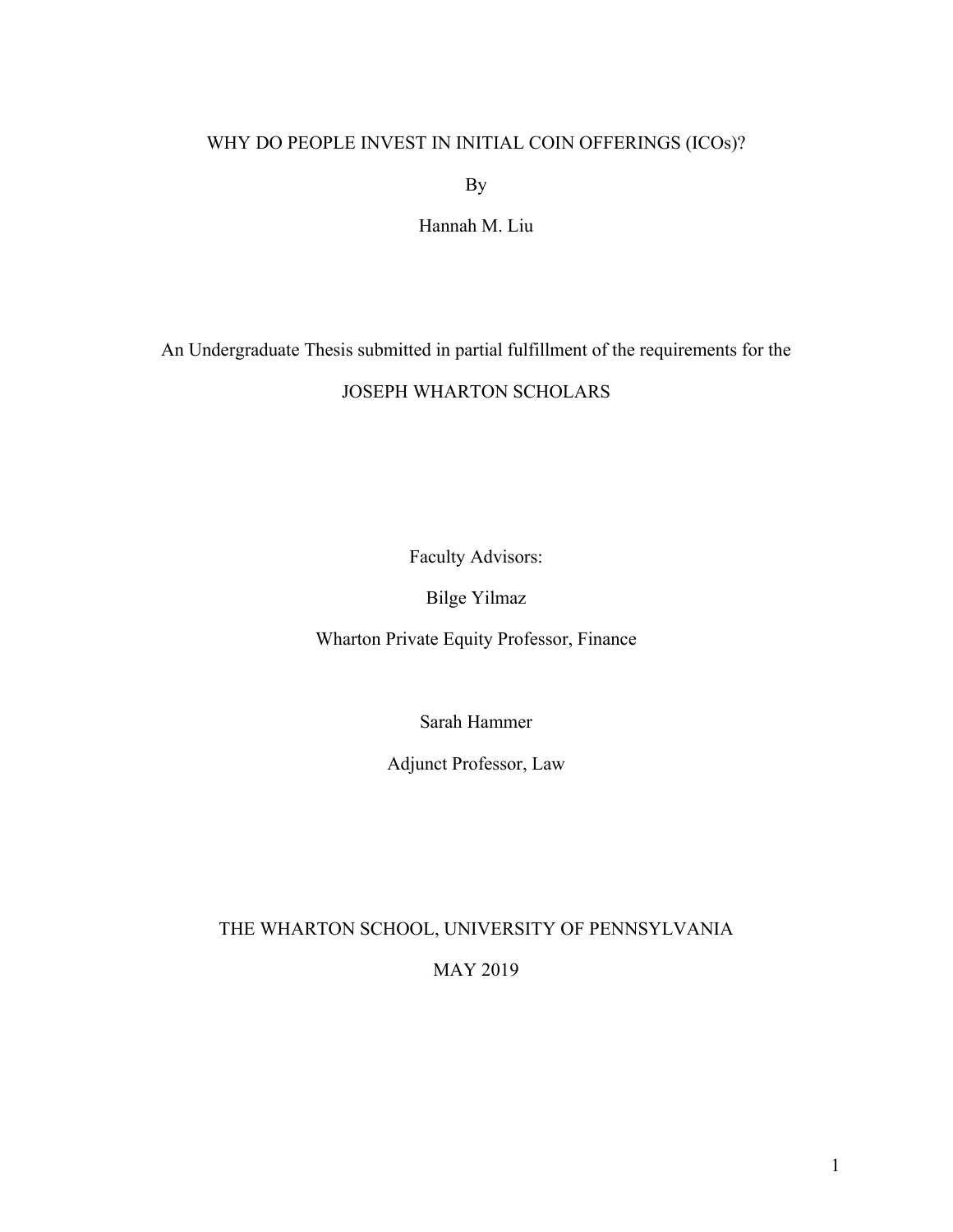WHY DO PEOPLE INVEST IN INITIAL COIN OFFERINGS (ICOs)?

By

Hannah M. Liu

An Undergraduate Thesis submitted in partial fulfillment of the requirements for the

JOSEPH WHARTON SCHOLARS

Faculty Advisors:

Bilge Yilmaz

Wharton Private Equity Professor, Finance

Sarah Hammer

Adjunct Professor, Law

THE WHARTON SCHOOL, UNIVERSITY OF PENNSYLVANIA

MAY 2019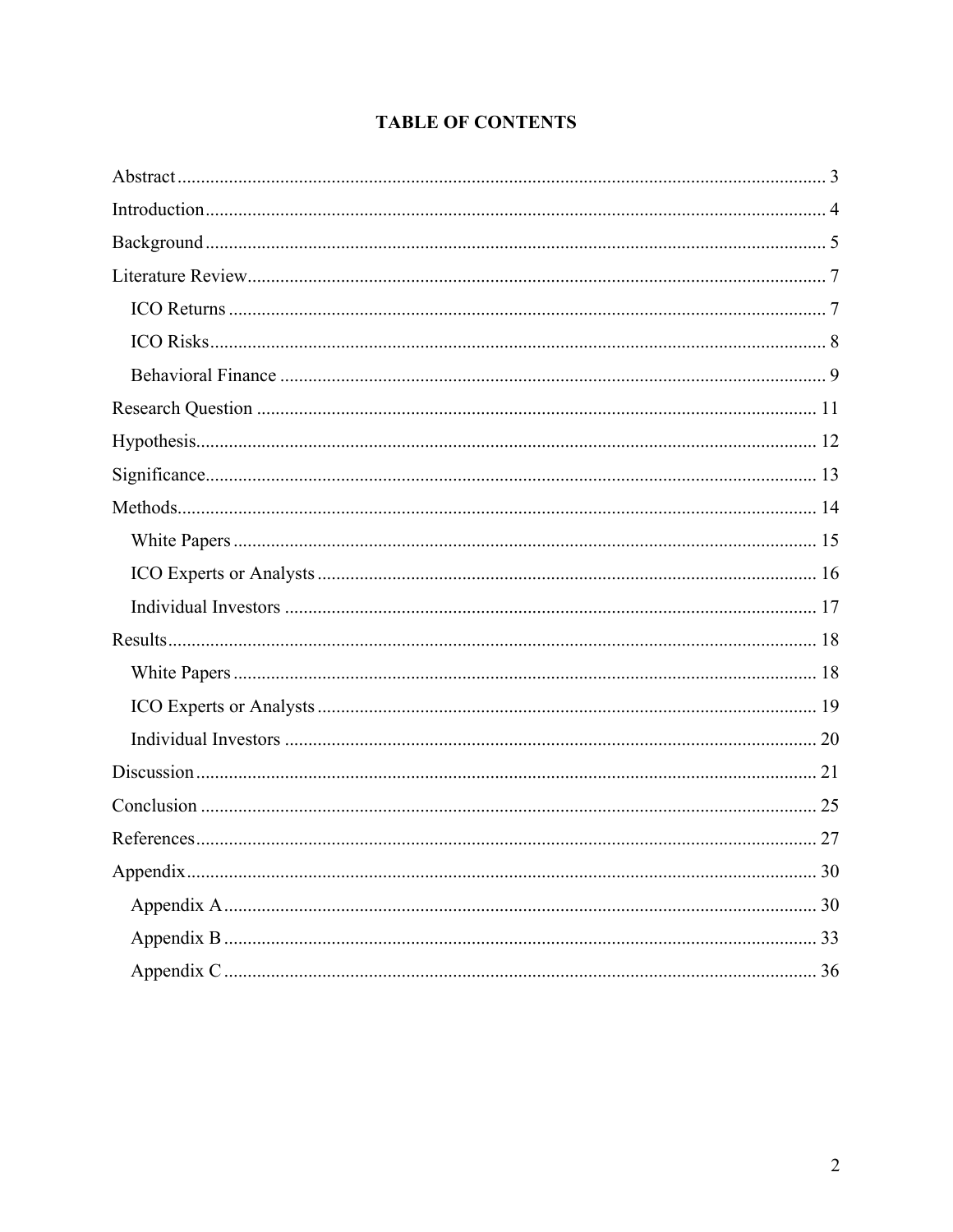## TABLE OF CONTENTS

Abstract ........................................................................................................................ 3

Introduction ................................................................................................................... 4

Background ................................................................................................................... 5

Literature Review .......................................................................................................... 7

- ICO Returns ............................................................................................................. 7
- ICO Risks .................................................................................................................. 8
- Behavioral Finance ................................................................................................... 9

Research Question ...................................................................................................... 11

Hypothesis ................................................................................................................... 12

Significance ................................................................................................................. 13

Methods ....................................................................................................................... 14

- White Papers ........................................................................................................... 15
- ICO Experts or Analysts ......................................................................................... 16
- Individual Investors ................................................................................................ 17

Results ......................................................................................................................... 18

- White Papers ........................................................................................................... 18
- ICO Experts or Analysts ......................................................................................... 19
- Individual Investors ................................................................................................ 20

Discussion ................................................................................................................... 21

Conclusion .................................................................................................................. 25

References ................................................................................................................... 27

Appendix ..................................................................................................................... 30

- Appendix A ............................................................................................................. 30
- Appendix B ............................................................................................................. 33
- Appendix C ............................................................................................................. 36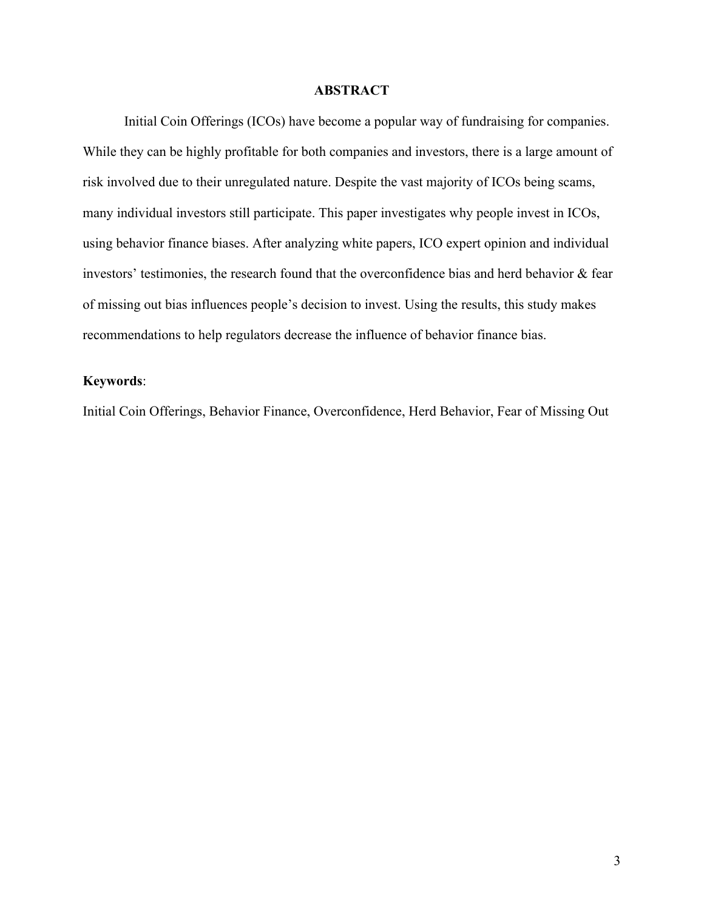## ABSTRACT

Initial Coin Offerings (ICOs) have become a popular way of fundraising for companies. While they can be highly profitable for both companies and investors, there is a large amount of risk involved due to their unregulated nature. Despite the vast majority of ICOs being scams, many individual investors still participate. This paper investigates why people invest in ICOs, using behavior finance biases. After analyzing white papers, ICO expert opinion and individual investors' testimonies, the research found that the overconfidence bias and herd behavior & fear of missing out bias influences people's decision to invest. Using the results, this study makes recommendations to help regulators decrease the influence of behavior finance bias.

**Keywords**:

Initial Coin Offerings, Behavior Finance, Overconfidence, Herd Behavior, Fear of Missing Out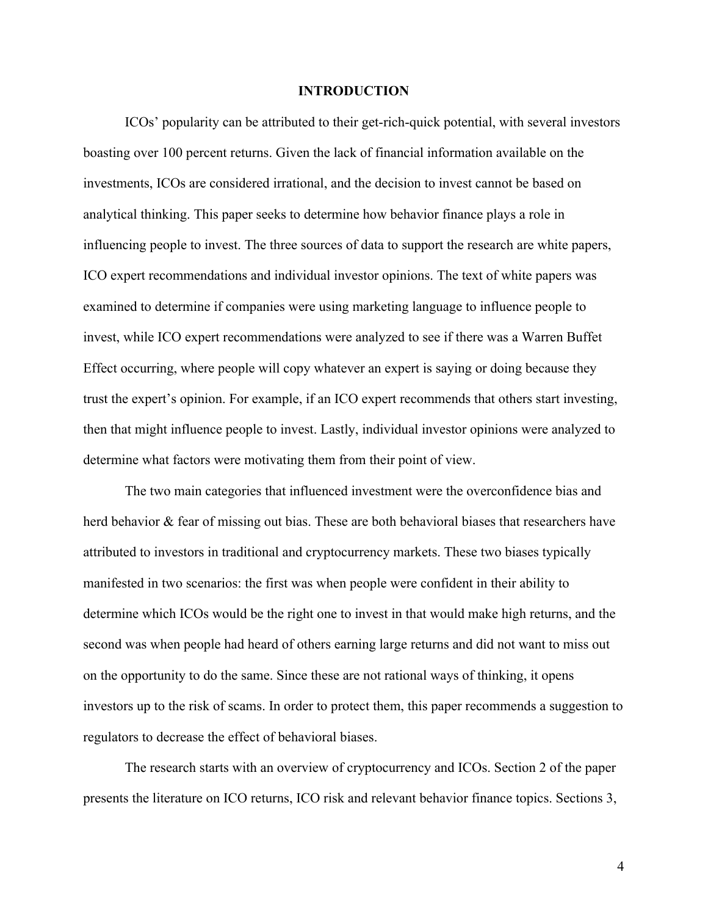## INTRODUCTION

ICOs' popularity can be attributed to their get-rich-quick potential, with several investors boasting over 100 percent returns. Given the lack of financial information available on the investments, ICOs are considered irrational, and the decision to invest cannot be based on analytical thinking. This paper seeks to determine how behavior finance plays a role in influencing people to invest. The three sources of data to support the research are white papers, ICO expert recommendations and individual investor opinions. The text of white papers was examined to determine if companies were using marketing language to influence people to invest, while ICO expert recommendations were analyzed to see if there was a Warren Buffet Effect occurring, where people will copy whatever an expert is saying or doing because they trust the expert's opinion. For example, if an ICO expert recommends that others start investing, then that might influence people to invest. Lastly, individual investor opinions were analyzed to determine what factors were motivating them from their point of view.

The two main categories that influenced investment were the overconfidence bias and herd behavior & fear of missing out bias. These are both behavioral biases that researchers have attributed to investors in traditional and cryptocurrency markets. These two biases typically manifested in two scenarios: the first was when people were confident in their ability to determine which ICOs would be the right one to invest in that would make high returns, and the second was when people had heard of others earning large returns and did not want to miss out on the opportunity to do the same. Since these are not rational ways of thinking, it opens investors up to the risk of scams. In order to protect them, this paper recommends a suggestion to regulators to decrease the effect of behavioral biases.

The research starts with an overview of cryptocurrency and ICOs. Section 2 of the paper presents the literature on ICO returns, ICO risk and relevant behavior finance topics. Sections 3,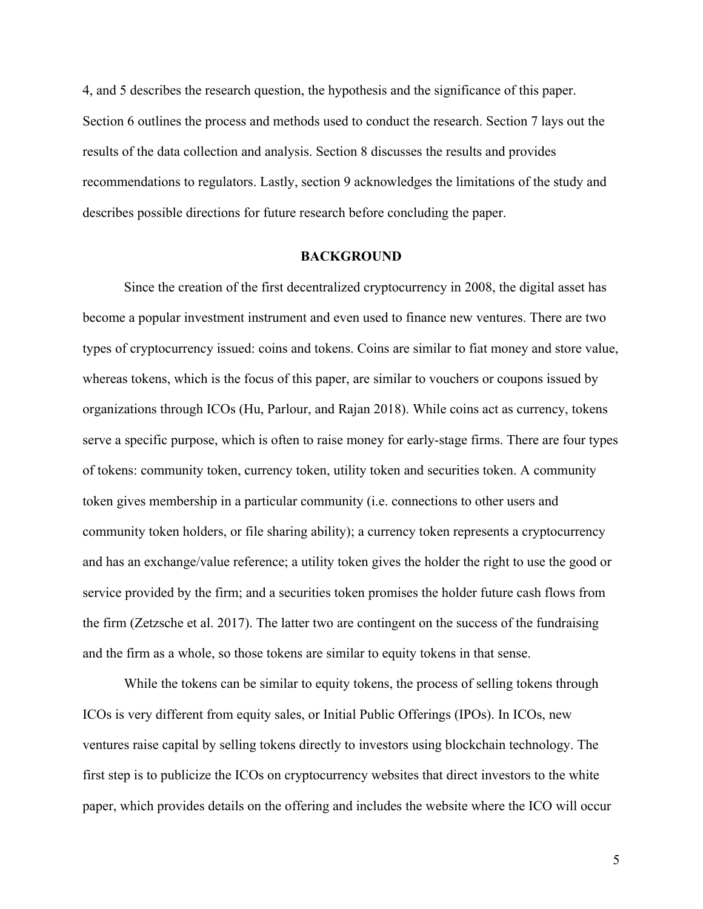4, and 5 describes the research question, the hypothesis and the significance of this paper. Section 6 outlines the process and methods used to conduct the research. Section 7 lays out the results of the data collection and analysis. Section 8 discusses the results and provides recommendations to regulators. Lastly, section 9 acknowledges the limitations of the study and describes possible directions for future research before concluding the paper.

## BACKGROUND

Since the creation of the first decentralized cryptocurrency in 2008, the digital asset has become a popular investment instrument and even used to finance new ventures. There are two types of cryptocurrency issued: coins and tokens. Coins are similar to fiat money and store value, whereas tokens, which is the focus of this paper, are similar to vouchers or coupons issued by organizations through ICOs (Hu, Parlour, and Rajan 2018). While coins act as currency, tokens serve a specific purpose, which is often to raise money for early-stage firms. There are four types of tokens: community token, currency token, utility token and securities token. A community token gives membership in a particular community (i.e. connections to other users and community token holders, or file sharing ability); a currency token represents a cryptocurrency and has an exchange/value reference; a utility token gives the holder the right to use the good or service provided by the firm; and a securities token promises the holder future cash flows from the firm (Zetzsche et al. 2017). The latter two are contingent on the success of the fundraising and the firm as a whole, so those tokens are similar to equity tokens in that sense.

While the tokens can be similar to equity tokens, the process of selling tokens through ICOs is very different from equity sales, or Initial Public Offerings (IPOs). In ICOs, new ventures raise capital by selling tokens directly to investors using blockchain technology. The first step is to publicize the ICOs on cryptocurrency websites that direct investors to the white paper, which provides details on the offering and includes the website where the ICO will occur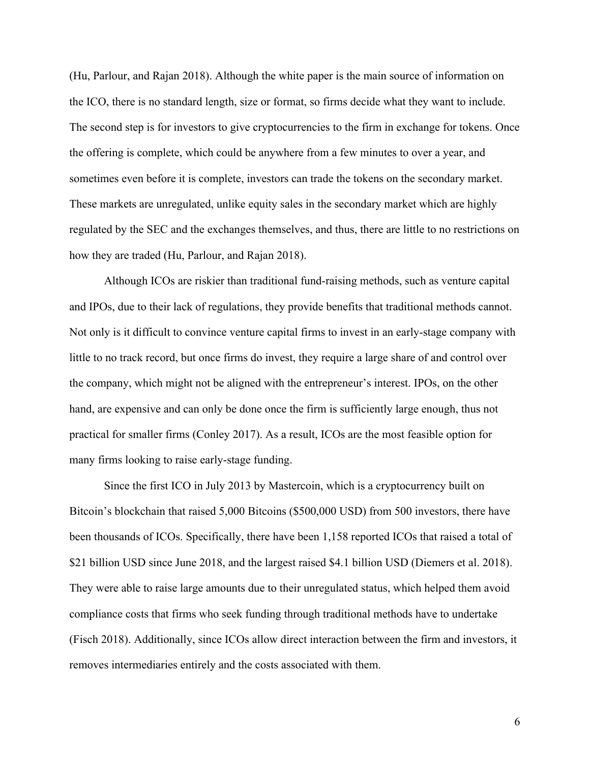(Hu, Parlour, and Rajan 2018). Although the white paper is the main source of information on the ICO, there is no standard length, size or format, so firms decide what they want to include. The second step is for investors to give cryptocurrencies to the firm in exchange for tokens. Once the offering is complete, which could be anywhere from a few minutes to over a year, and sometimes even before it is complete, investors can trade the tokens on the secondary market. These markets are unregulated, unlike equity sales in the secondary market which are highly regulated by the SEC and the exchanges themselves, and thus, there are little to no restrictions on how they are traded (Hu, Parlour, and Rajan 2018).

Although ICOs are riskier than traditional fund-raising methods, such as venture capital and IPOs, due to their lack of regulations, they provide benefits that traditional methods cannot. Not only is it difficult to convince venture capital firms to invest in an early-stage company with little to no track record, but once firms do invest, they require a large share of and control over the company, which might not be aligned with the entrepreneur's interest. IPOs, on the other hand, are expensive and can only be done once the firm is sufficiently large enough, thus not practical for smaller firms (Conley 2017). As a result, ICOs are the most feasible option for many firms looking to raise early-stage funding.

Since the first ICO in July 2013 by Mastercoin, which is a cryptocurrency built on Bitcoin's blockchain that raised 5,000 Bitcoins ($500,000 USD) from 500 investors, there have been thousands of ICOs. Specifically, there have been 1,158 reported ICOs that raised a total of $21 billion USD since June 2018, and the largest raised $4.1 billion USD (Diemers et al. 2018). They were able to raise large amounts due to their unregulated status, which helped them avoid compliance costs that firms who seek funding through traditional methods have to undertake (Fisch 2018). Additionally, since ICOs allow direct interaction between the firm and investors, it removes intermediaries entirely and the costs associated with them.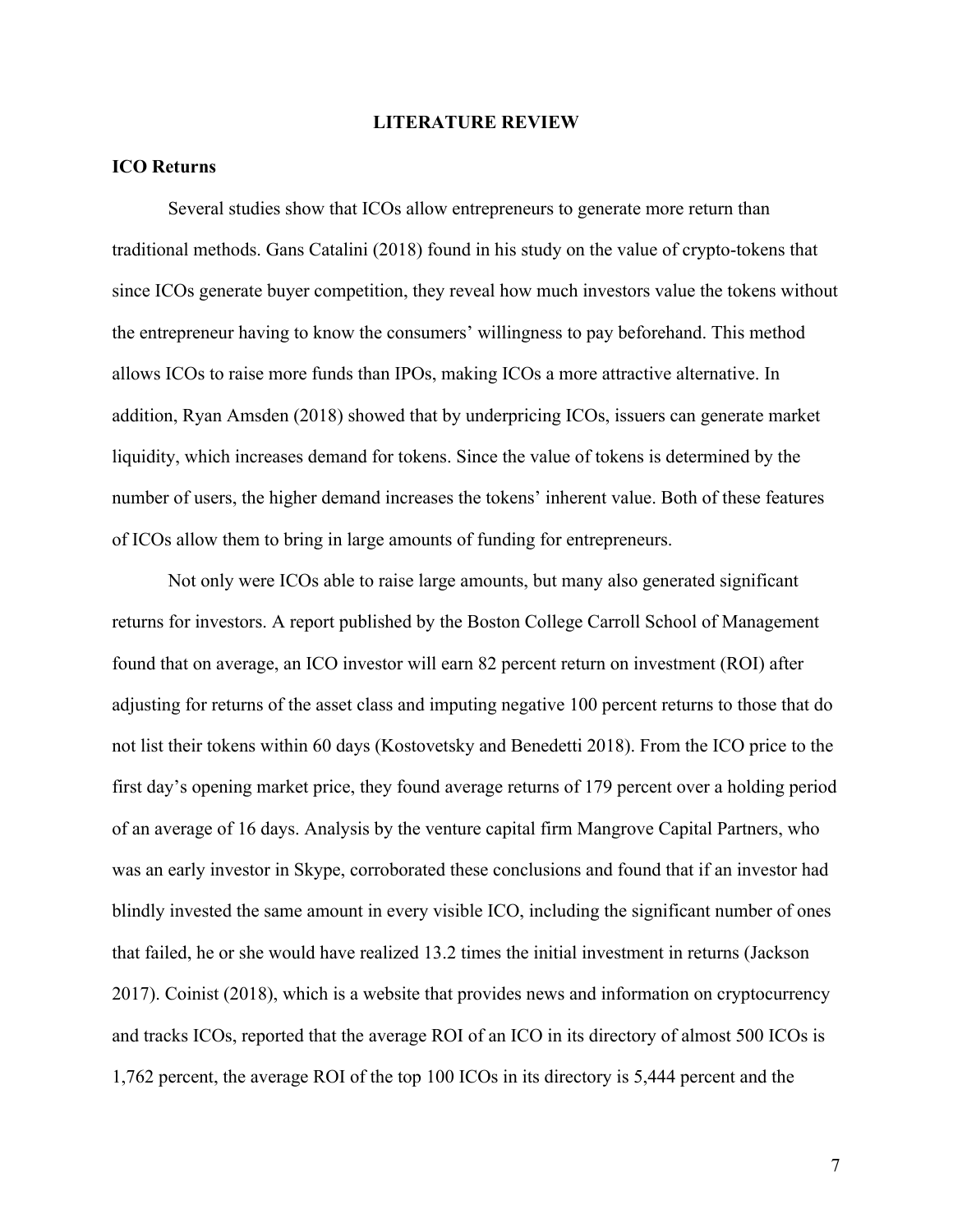# LITERATURE REVIEW

## ICO Returns

Several studies show that ICOs allow entrepreneurs to generate more return than traditional methods. Gans Catalini (2018) found in his study on the value of crypto-tokens that since ICOs generate buyer competition, they reveal how much investors value the tokens without the entrepreneur having to know the consumers' willingness to pay beforehand. This method allows ICOs to raise more funds than IPOs, making ICOs a more attractive alternative. In addition, Ryan Amsden (2018) showed that by underpricing ICOs, issuers can generate market liquidity, which increases demand for tokens. Since the value of tokens is determined by the number of users, the higher demand increases the tokens' inherent value. Both of these features of ICOs allow them to bring in large amounts of funding for entrepreneurs.

Not only were ICOs able to raise large amounts, but many also generated significant returns for investors. A report published by the Boston College Carroll School of Management found that on average, an ICO investor will earn 82 percent return on investment (ROI) after adjusting for returns of the asset class and imputing negative 100 percent returns to those that do not list their tokens within 60 days (Kostovetsky and Benedetti 2018). From the ICO price to the first day's opening market price, they found average returns of 179 percent over a holding period of an average of 16 days. Analysis by the venture capital firm Mangrove Capital Partners, who was an early investor in Skype, corroborated these conclusions and found that if an investor had blindly invested the same amount in every visible ICO, including the significant number of ones that failed, he or she would have realized 13.2 times the initial investment in returns (Jackson 2017). Coinist (2018), which is a website that provides news and information on cryptocurrency and tracks ICOs, reported that the average ROI of an ICO in its directory of almost 500 ICOs is 1,762 percent, the average ROI of the top 100 ICOs in its directory is 5,444 percent and the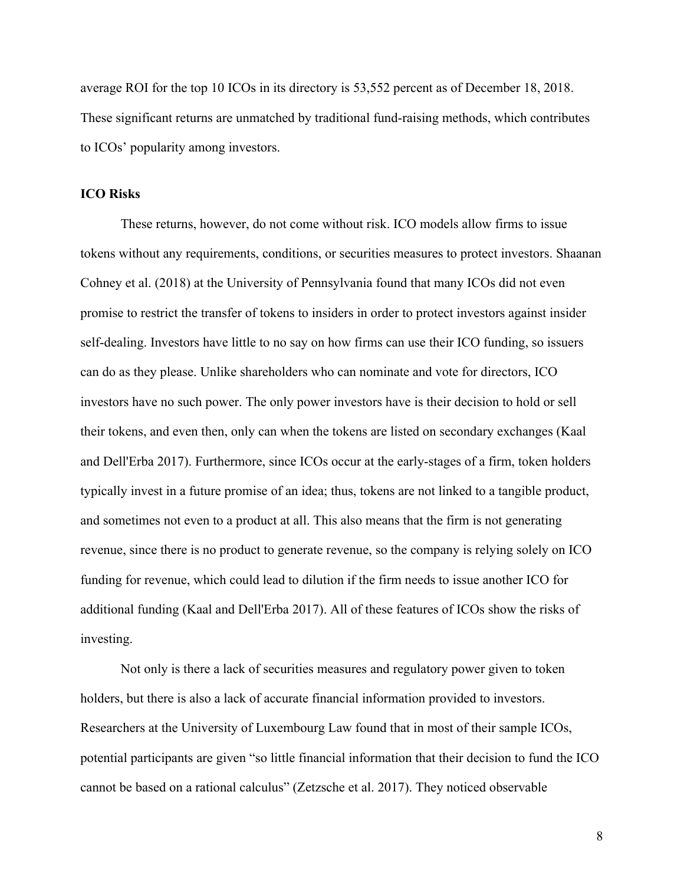average ROI for the top 10 ICOs in its directory is 53,552 percent as of December 18, 2018. These significant returns are unmatched by traditional fund-raising methods, which contributes to ICOs' popularity among investors.

### ICO Risks

These returns, however, do not come without risk. ICO models allow firms to issue tokens without any requirements, conditions, or securities measures to protect investors. Shaanan Cohney et al. (2018) at the University of Pennsylvania found that many ICOs did not even promise to restrict the transfer of tokens to insiders in order to protect investors against insider self-dealing. Investors have little to no say on how firms can use their ICO funding, so issuers can do as they please. Unlike shareholders who can nominate and vote for directors, ICO investors have no such power. The only power investors have is their decision to hold or sell their tokens, and even then, only can when the tokens are listed on secondary exchanges (Kaal and Dell'Erba 2017). Furthermore, since ICOs occur at the early-stages of a firm, token holders typically invest in a future promise of an idea; thus, tokens are not linked to a tangible product, and sometimes not even to a product at all. This also means that the firm is not generating revenue, since there is no product to generate revenue, so the company is relying solely on ICO funding for revenue, which could lead to dilution if the firm needs to issue another ICO for additional funding (Kaal and Dell'Erba 2017). All of these features of ICOs show the risks of investing.

Not only is there a lack of securities measures and regulatory power given to token holders, but there is also a lack of accurate financial information provided to investors. Researchers at the University of Luxembourg Law found that in most of their sample ICOs, potential participants are given "so little financial information that their decision to fund the ICO cannot be based on a rational calculus" (Zetzsche et al. 2017). They noticed observable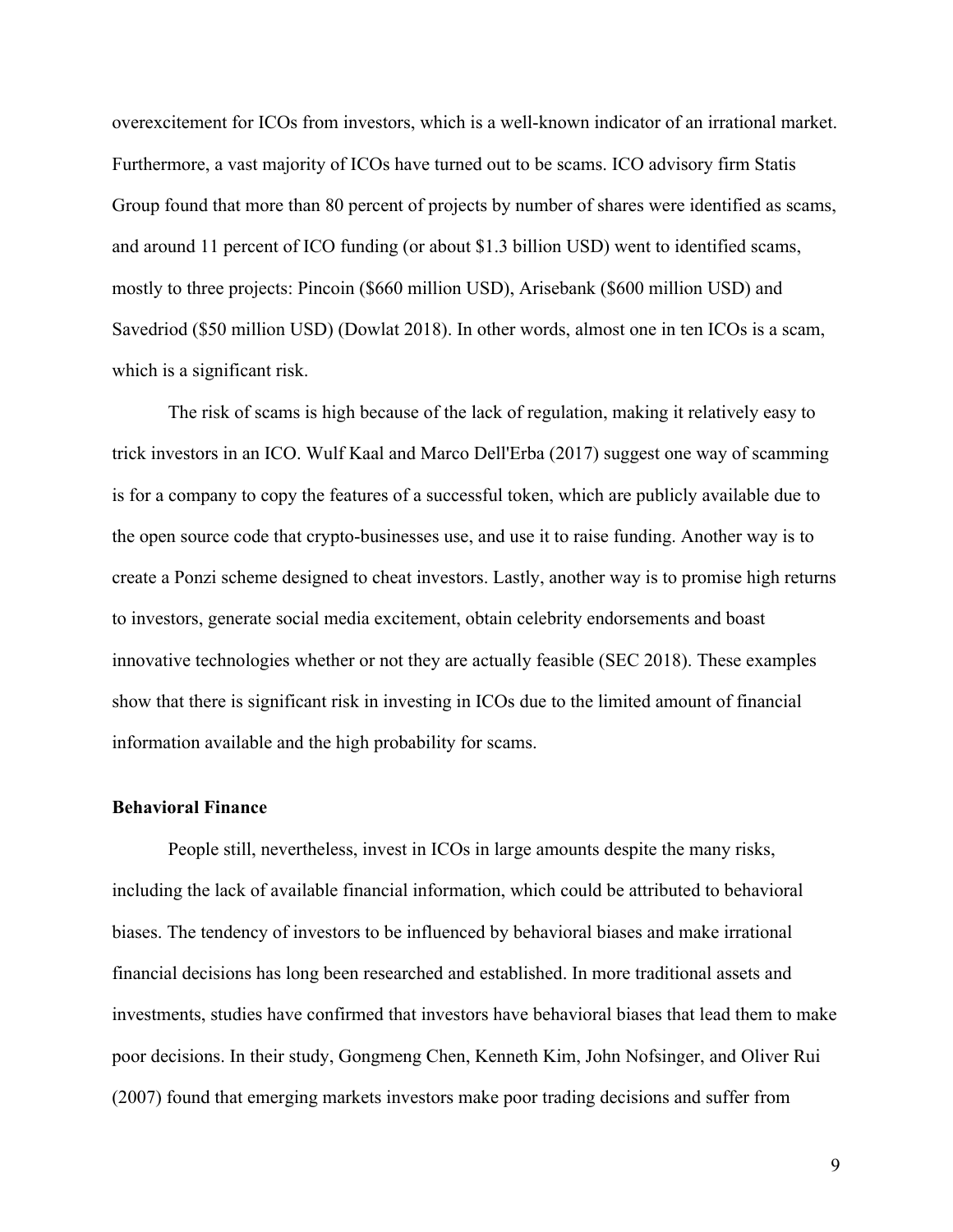overexcitement for ICOs from investors, which is a well-known indicator of an irrational market. Furthermore, a vast majority of ICOs have turned out to be scams. ICO advisory firm Statis Group found that more than 80 percent of projects by number of shares were identified as scams, and around 11 percent of ICO funding (or about $1.3 billion USD) went to identified scams, mostly to three projects: Pincoin ($660 million USD), Arisebank ($600 million USD) and Savedriod ($50 million USD) (Dowlat 2018). In other words, almost one in ten ICOs is a scam, which is a significant risk.

The risk of scams is high because of the lack of regulation, making it relatively easy to trick investors in an ICO. Wulf Kaal and Marco Dell'Erba (2017) suggest one way of scamming is for a company to copy the features of a successful token, which are publicly available due to the open source code that crypto-businesses use, and use it to raise funding. Another way is to create a Ponzi scheme designed to cheat investors. Lastly, another way is to promise high returns to investors, generate social media excitement, obtain celebrity endorsements and boast innovative technologies whether or not they are actually feasible (SEC 2018). These examples show that there is significant risk in investing in ICOs due to the limited amount of financial information available and the high probability for scams.

### Behavioral Finance

People still, nevertheless, invest in ICOs in large amounts despite the many risks, including the lack of available financial information, which could be attributed to behavioral biases. The tendency of investors to be influenced by behavioral biases and make irrational financial decisions has long been researched and established. In more traditional assets and investments, studies have confirmed that investors have behavioral biases that lead them to make poor decisions. In their study, Gongmeng Chen, Kenneth Kim, John Nofsinger, and Oliver Rui (2007) found that emerging markets investors make poor trading decisions and suffer from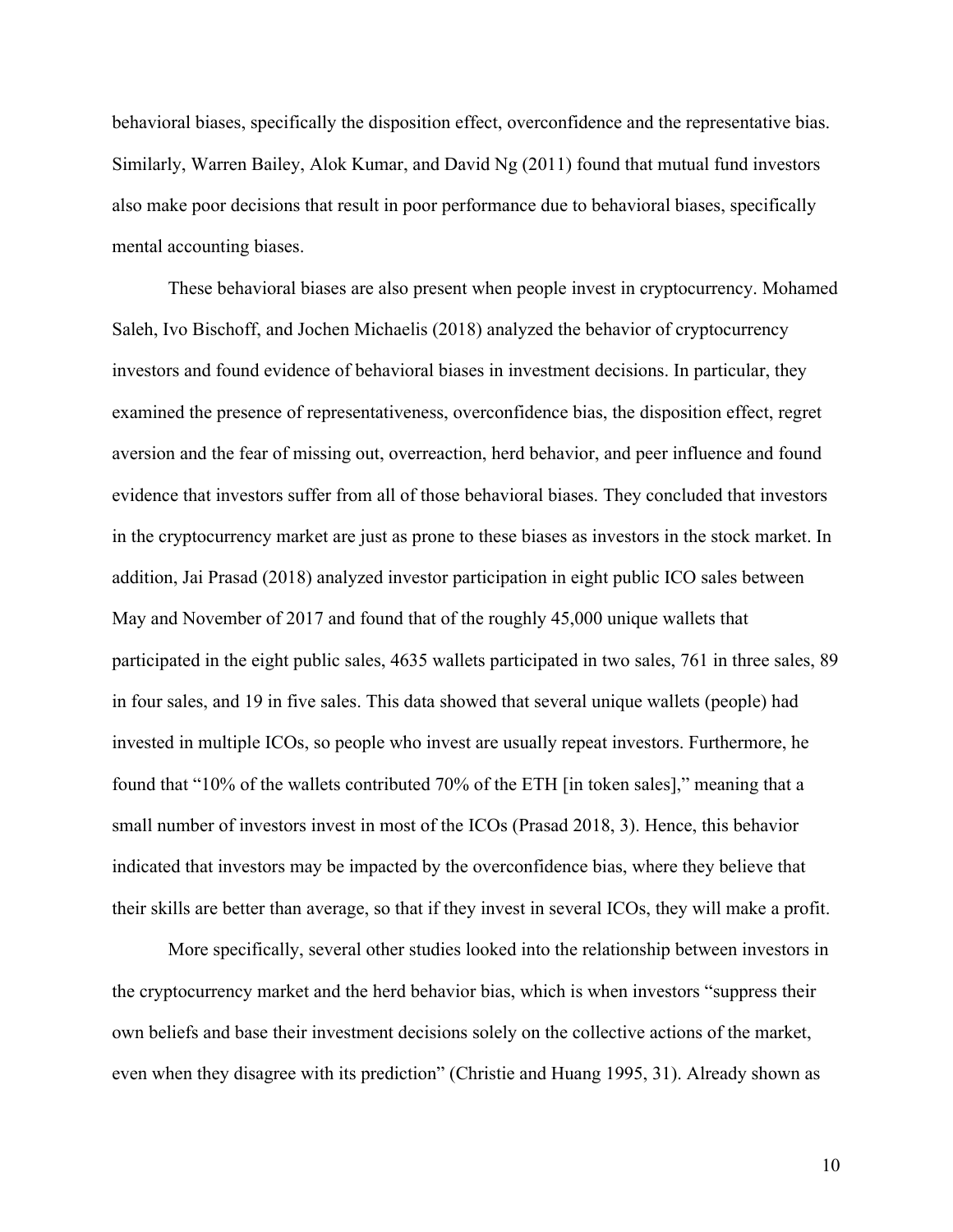behavioral biases, specifically the disposition effect, overconfidence and the representative bias. Similarly, Warren Bailey, Alok Kumar, and David Ng (2011) found that mutual fund investors also make poor decisions that result in poor performance due to behavioral biases, specifically mental accounting biases.

These behavioral biases are also present when people invest in cryptocurrency. Mohamed Saleh, Ivo Bischoff, and Jochen Michaelis (2018) analyzed the behavior of cryptocurrency investors and found evidence of behavioral biases in investment decisions. In particular, they examined the presence of representativeness, overconfidence bias, the disposition effect, regret aversion and the fear of missing out, overreaction, herd behavior, and peer influence and found evidence that investors suffer from all of those behavioral biases. They concluded that investors in the cryptocurrency market are just as prone to these biases as investors in the stock market. In addition, Jai Prasad (2018) analyzed investor participation in eight public ICO sales between May and November of 2017 and found that of the roughly 45,000 unique wallets that participated in the eight public sales, 4635 wallets participated in two sales, 761 in three sales, 89 in four sales, and 19 in five sales. This data showed that several unique wallets (people) had invested in multiple ICOs, so people who invest are usually repeat investors. Furthermore, he found that "10% of the wallets contributed 70% of the ETH [in token sales]," meaning that a small number of investors invest in most of the ICOs (Prasad 2018, 3). Hence, this behavior indicated that investors may be impacted by the overconfidence bias, where they believe that their skills are better than average, so that if they invest in several ICOs, they will make a profit.

More specifically, several other studies looked into the relationship between investors in the cryptocurrency market and the herd behavior bias, which is when investors "suppress their own beliefs and base their investment decisions solely on the collective actions of the market, even when they disagree with its prediction" (Christie and Huang 1995, 31). Already shown as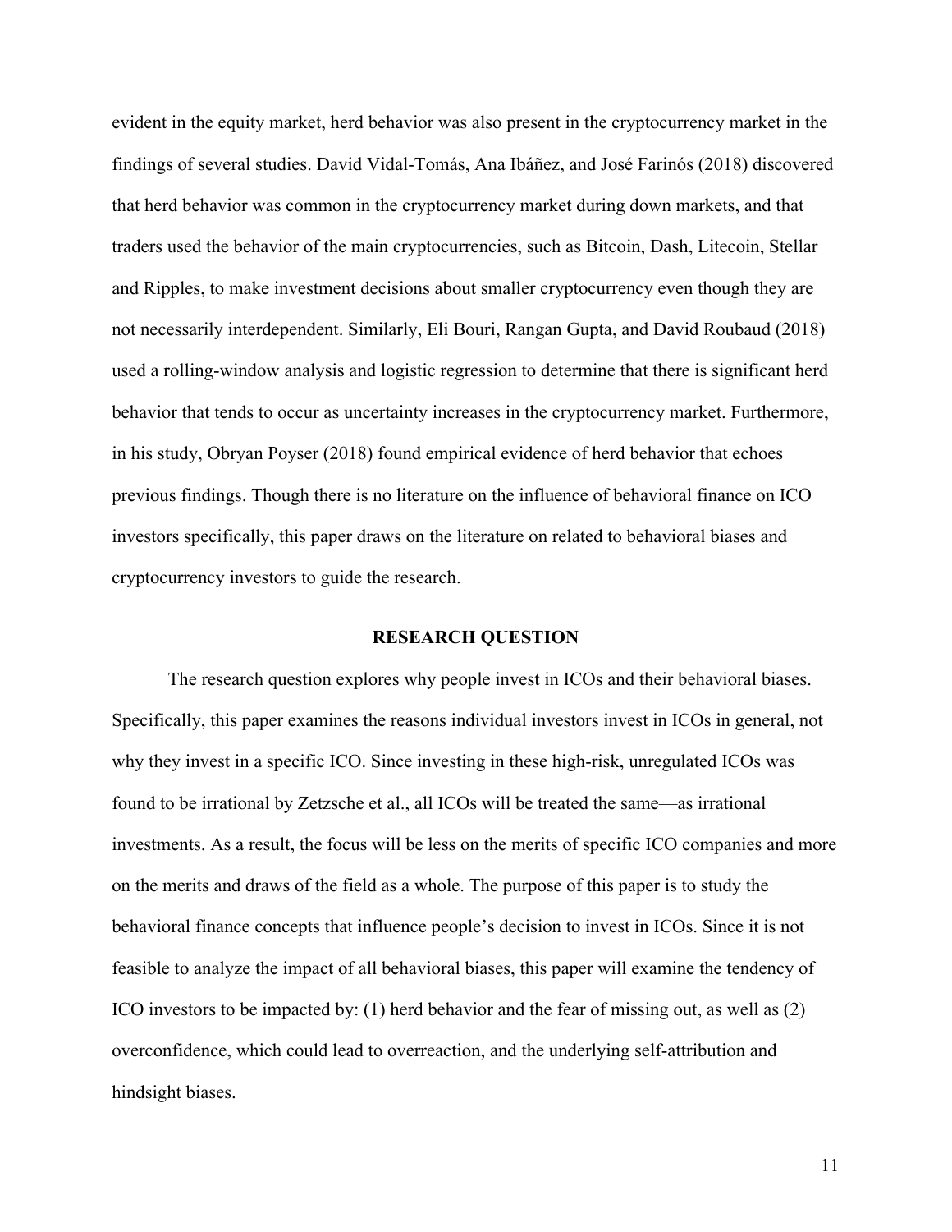evident in the equity market, herd behavior was also present in the cryptocurrency market in the findings of several studies. David Vidal-Tomás, Ana Ibáñez, and José Farinós (2018) discovered that herd behavior was common in the cryptocurrency market during down markets, and that traders used the behavior of the main cryptocurrencies, such as Bitcoin, Dash, Litecoin, Stellar and Ripples, to make investment decisions about smaller cryptocurrency even though they are not necessarily interdependent. Similarly, Eli Bouri, Rangan Gupta, and David Roubaud (2018) used a rolling-window analysis and logistic regression to determine that there is significant herd behavior that tends to occur as uncertainty increases in the cryptocurrency market. Furthermore, in his study, Obryan Poyser (2018) found empirical evidence of herd behavior that echoes previous findings. Though there is no literature on the influence of behavioral finance on ICO investors specifically, this paper draws on the literature on related to behavioral biases and cryptocurrency investors to guide the research.

## RESEARCH QUESTION

The research question explores why people invest in ICOs and their behavioral biases. Specifically, this paper examines the reasons individual investors invest in ICOs in general, not why they invest in a specific ICO. Since investing in these high-risk, unregulated ICOs was found to be irrational by Zetzsche et al., all ICOs will be treated the same—as irrational investments. As a result, the focus will be less on the merits of specific ICO companies and more on the merits and draws of the field as a whole. The purpose of this paper is to study the behavioral finance concepts that influence people's decision to invest in ICOs. Since it is not feasible to analyze the impact of all behavioral biases, this paper will examine the tendency of ICO investors to be impacted by: (1) herd behavior and the fear of missing out, as well as (2) overconfidence, which could lead to overreaction, and the underlying self-attribution and hindsight biases.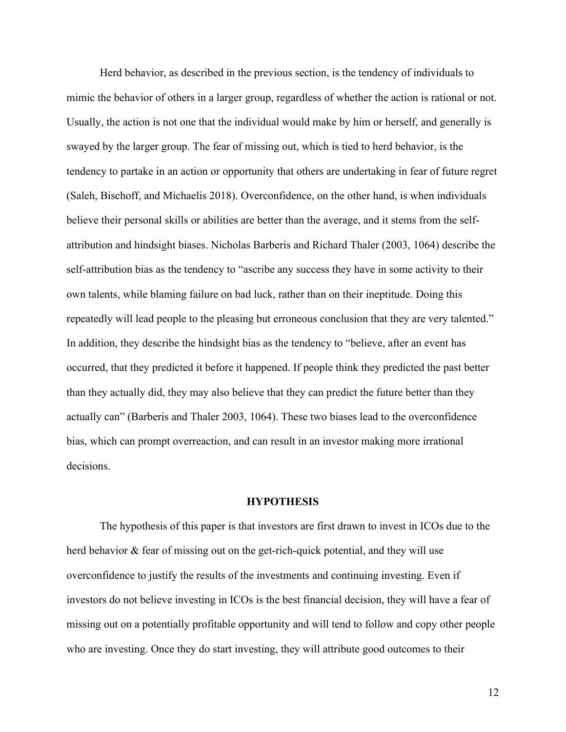Herd behavior, as described in the previous section, is the tendency of individuals to mimic the behavior of others in a larger group, regardless of whether the action is rational or not. Usually, the action is not one that the individual would make by him or herself, and generally is swayed by the larger group. The fear of missing out, which is tied to herd behavior, is the tendency to partake in an action or opportunity that others are undertaking in fear of future regret (Saleh, Bischoff, and Michaelis 2018). Overconfidence, on the other hand, is when individuals believe their personal skills or abilities are better than the average, and it stems from the self-attribution and hindsight biases. Nicholas Barberis and Richard Thaler (2003, 1064) describe the self-attribution bias as the tendency to "ascribe any success they have in some activity to their own talents, while blaming failure on bad luck, rather than on their ineptitude. Doing this repeatedly will lead people to the pleasing but erroneous conclusion that they are very talented." In addition, they describe the hindsight bias as the tendency to "believe, after an event has occurred, that they predicted it before it happened. If people think they predicted the past better than they actually did, they may also believe that they can predict the future better than they actually can" (Barberis and Thaler 2003, 1064). These two biases lead to the overconfidence bias, which can prompt overreaction, and can result in an investor making more irrational decisions.

## HYPOTHESIS

The hypothesis of this paper is that investors are first drawn to invest in ICOs due to the herd behavior & fear of missing out on the get-rich-quick potential, and they will use overconfidence to justify the results of the investments and continuing investing. Even if investors do not believe investing in ICOs is the best financial decision, they will have a fear of missing out on a potentially profitable opportunity and will tend to follow and copy other people who are investing. Once they do start investing, they will attribute good outcomes to their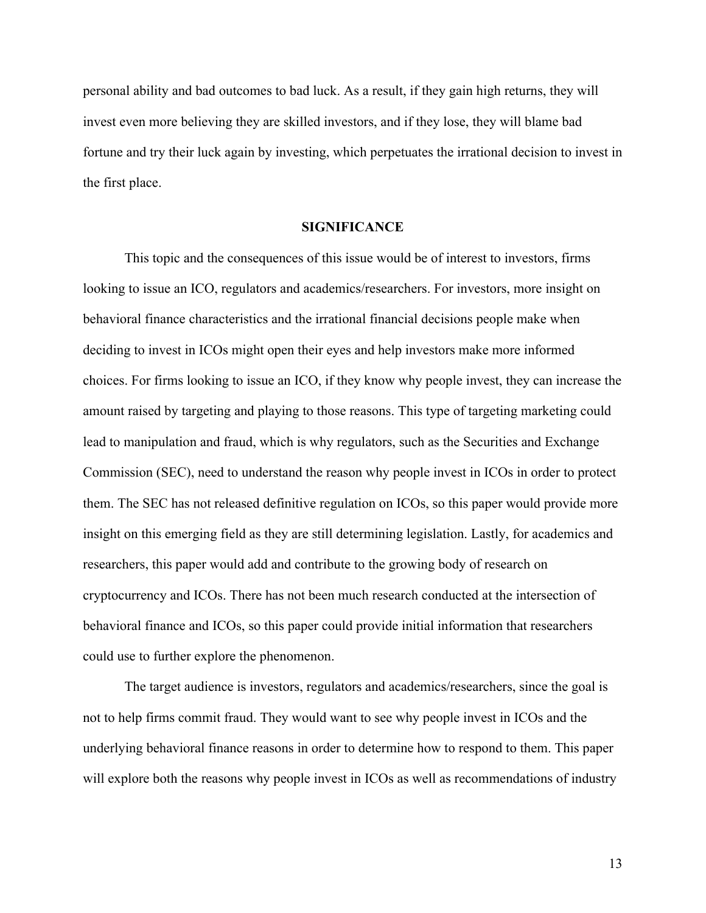personal ability and bad outcomes to bad luck. As a result, if they gain high returns, they will invest even more believing they are skilled investors, and if they lose, they will blame bad fortune and try their luck again by investing, which perpetuates the irrational decision to invest in the first place.

## SIGNIFICANCE

This topic and the consequences of this issue would be of interest to investors, firms looking to issue an ICO, regulators and academics/researchers. For investors, more insight on behavioral finance characteristics and the irrational financial decisions people make when deciding to invest in ICOs might open their eyes and help investors make more informed choices. For firms looking to issue an ICO, if they know why people invest, they can increase the amount raised by targeting and playing to those reasons. This type of targeting marketing could lead to manipulation and fraud, which is why regulators, such as the Securities and Exchange Commission (SEC), need to understand the reason why people invest in ICOs in order to protect them. The SEC has not released definitive regulation on ICOs, so this paper would provide more insight on this emerging field as they are still determining legislation. Lastly, for academics and researchers, this paper would add and contribute to the growing body of research on cryptocurrency and ICOs. There has not been much research conducted at the intersection of behavioral finance and ICOs, so this paper could provide initial information that researchers could use to further explore the phenomenon.

The target audience is investors, regulators and academics/researchers, since the goal is not to help firms commit fraud. They would want to see why people invest in ICOs and the underlying behavioral finance reasons in order to determine how to respond to them. This paper will explore both the reasons why people invest in ICOs as well as recommendations of industry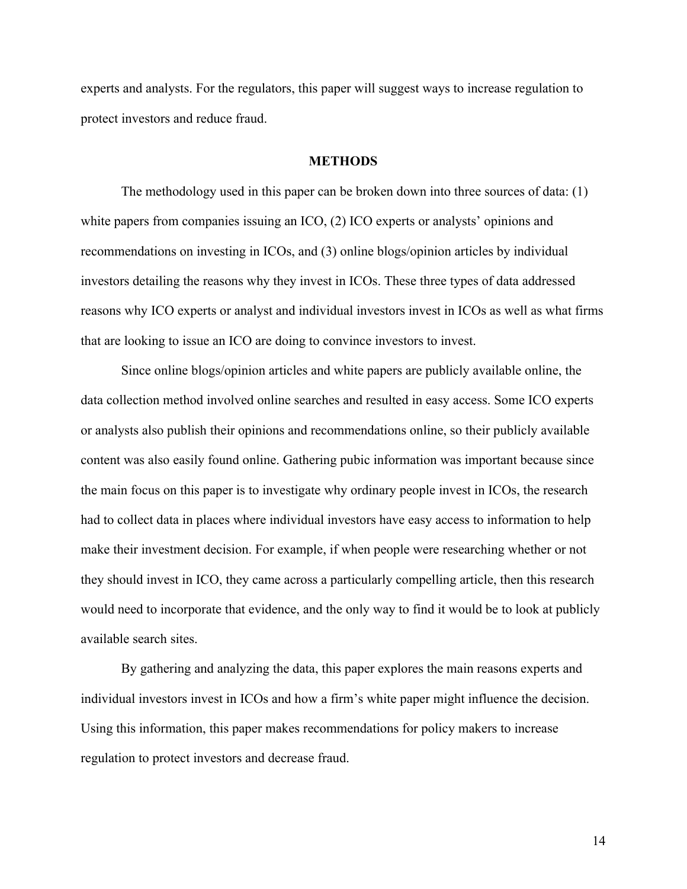experts and analysts. For the regulators, this paper will suggest ways to increase regulation to protect investors and reduce fraud.

## METHODS

The methodology used in this paper can be broken down into three sources of data: (1) white papers from companies issuing an ICO, (2) ICO experts or analysts' opinions and recommendations on investing in ICOs, and (3) online blogs/opinion articles by individual investors detailing the reasons why they invest in ICOs. These three types of data addressed reasons why ICO experts or analyst and individual investors invest in ICOs as well as what firms that are looking to issue an ICO are doing to convince investors to invest.

Since online blogs/opinion articles and white papers are publicly available online, the data collection method involved online searches and resulted in easy access. Some ICO experts or analysts also publish their opinions and recommendations online, so their publicly available content was also easily found online. Gathering pubic information was important because since the main focus on this paper is to investigate why ordinary people invest in ICOs, the research had to collect data in places where individual investors have easy access to information to help make their investment decision. For example, if when people were researching whether or not they should invest in ICO, they came across a particularly compelling article, then this research would need to incorporate that evidence, and the only way to find it would be to look at publicly available search sites.

By gathering and analyzing the data, this paper explores the main reasons experts and individual investors invest in ICOs and how a firm's white paper might influence the decision. Using this information, this paper makes recommendations for policy makers to increase regulation to protect investors and decrease fraud.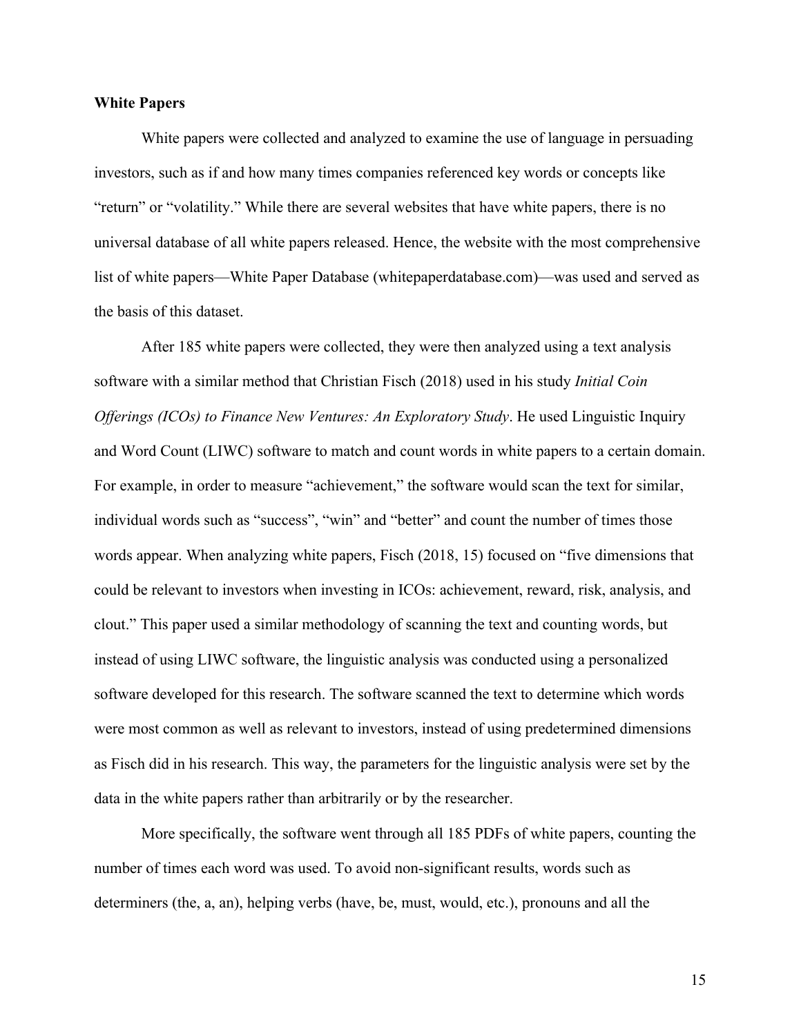### White Papers

White papers were collected and analyzed to examine the use of language in persuading investors, such as if and how many times companies referenced key words or concepts like "return" or "volatility." While there are several websites that have white papers, there is no universal database of all white papers released. Hence, the website with the most comprehensive list of white papers—White Paper Database (whitepaperdatabase.com)—was used and served as the basis of this dataset.

After 185 white papers were collected, they were then analyzed using a text analysis software with a similar method that Christian Fisch (2018) used in his study *Initial Coin Offerings (ICOs) to Finance New Ventures: An Exploratory Study*. He used Linguistic Inquiry and Word Count (LIWC) software to match and count words in white papers to a certain domain. For example, in order to measure "achievement," the software would scan the text for similar, individual words such as "success", "win" and "better" and count the number of times those words appear. When analyzing white papers, Fisch (2018, 15) focused on "five dimensions that could be relevant to investors when investing in ICOs: achievement, reward, risk, analysis, and clout." This paper used a similar methodology of scanning the text and counting words, but instead of using LIWC software, the linguistic analysis was conducted using a personalized software developed for this research. The software scanned the text to determine which words were most common as well as relevant to investors, instead of using predetermined dimensions as Fisch did in his research. This way, the parameters for the linguistic analysis were set by the data in the white papers rather than arbitrarily or by the researcher.

More specifically, the software went through all 185 PDFs of white papers, counting the number of times each word was used. To avoid non-significant results, words such as determiners (the, a, an), helping verbs (have, be, must, would, etc.), pronouns and all the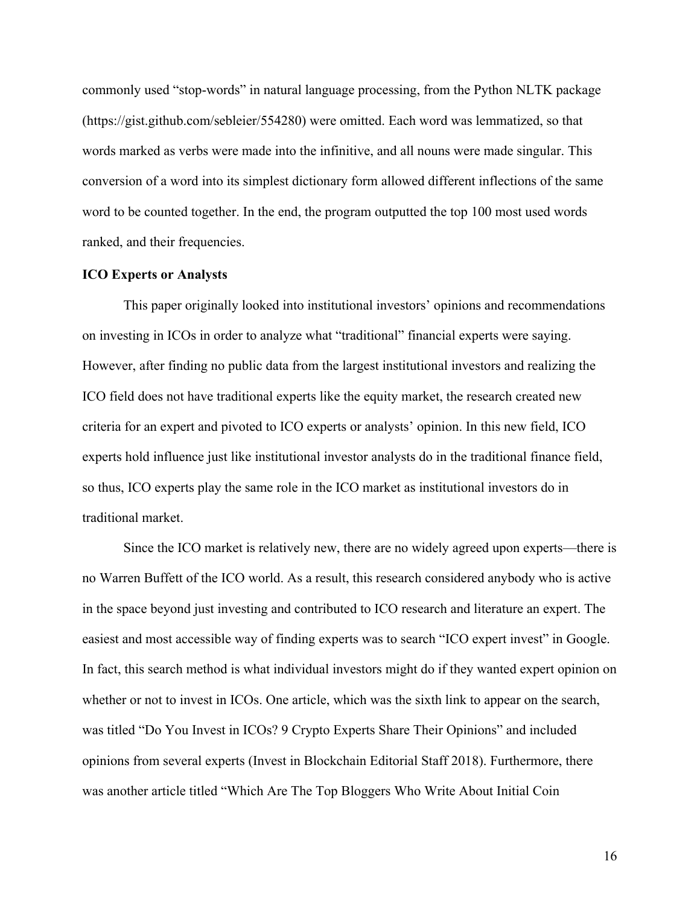commonly used "stop-words" in natural language processing, from the Python NLTK package (https://gist.github.com/sebleier/554280) were omitted. Each word was lemmatized, so that words marked as verbs were made into the infinitive, and all nouns were made singular. This conversion of a word into its simplest dictionary form allowed different inflections of the same word to be counted together. In the end, the program outputted the top 100 most used words ranked, and their frequencies.

**ICO Experts or Analysts**

This paper originally looked into institutional investors' opinions and recommendations on investing in ICOs in order to analyze what "traditional" financial experts were saying. However, after finding no public data from the largest institutional investors and realizing the ICO field does not have traditional experts like the equity market, the research created new criteria for an expert and pivoted to ICO experts or analysts' opinion. In this new field, ICO experts hold influence just like institutional investor analysts do in the traditional finance field, so thus, ICO experts play the same role in the ICO market as institutional investors do in traditional market.

Since the ICO market is relatively new, there are no widely agreed upon experts—there is no Warren Buffett of the ICO world. As a result, this research considered anybody who is active in the space beyond just investing and contributed to ICO research and literature an expert. The easiest and most accessible way of finding experts was to search "ICO expert invest" in Google. In fact, this search method is what individual investors might do if they wanted expert opinion on whether or not to invest in ICOs. One article, which was the sixth link to appear on the search, was titled "Do You Invest in ICOs? 9 Crypto Experts Share Their Opinions" and included opinions from several experts (Invest in Blockchain Editorial Staff 2018). Furthermore, there was another article titled "Which Are The Top Bloggers Who Write About Initial Coin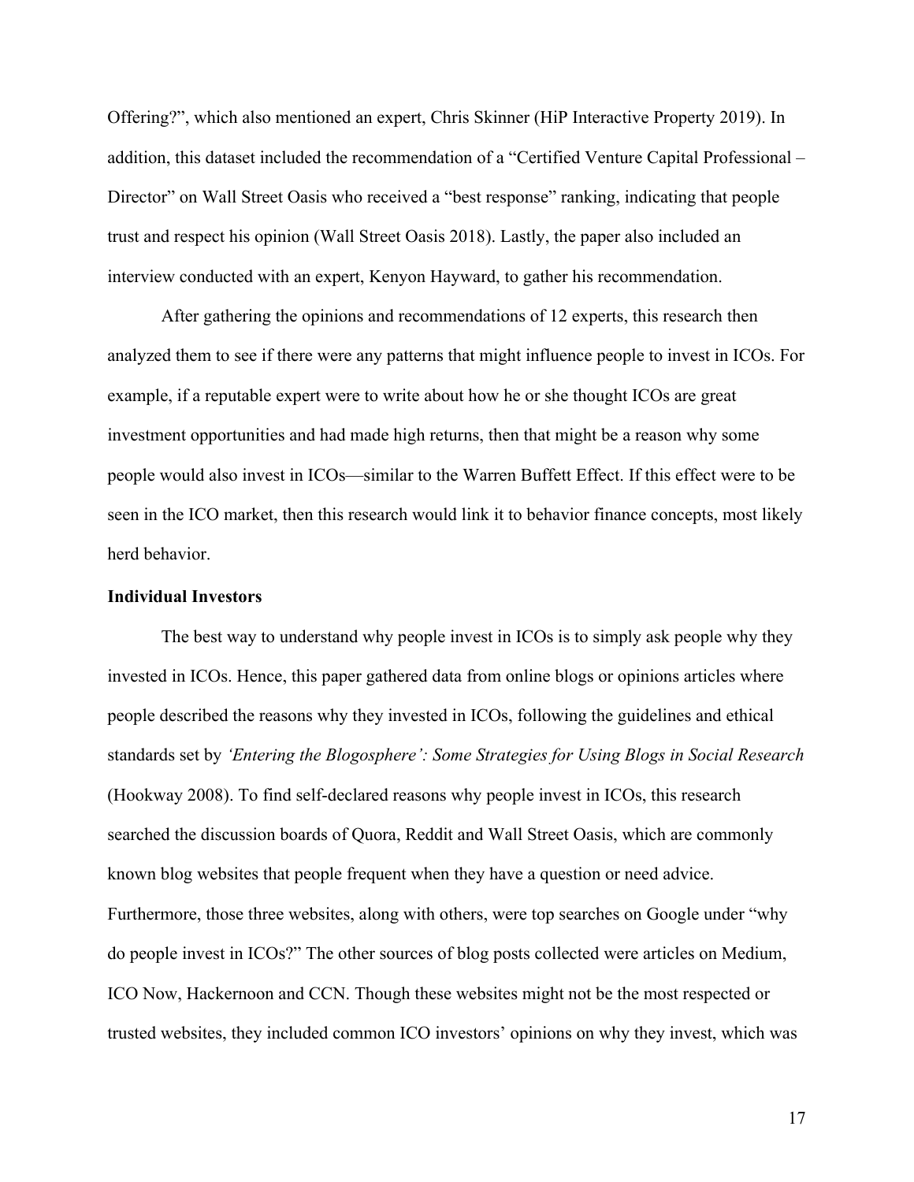Offering?", which also mentioned an expert, Chris Skinner (HiP Interactive Property 2019). In addition, this dataset included the recommendation of a "Certified Venture Capital Professional – Director" on Wall Street Oasis who received a "best response" ranking, indicating that people trust and respect his opinion (Wall Street Oasis 2018). Lastly, the paper also included an interview conducted with an expert, Kenyon Hayward, to gather his recommendation.

After gathering the opinions and recommendations of 12 experts, this research then analyzed them to see if there were any patterns that might influence people to invest in ICOs. For example, if a reputable expert were to write about how he or she thought ICOs are great investment opportunities and had made high returns, then that might be a reason why some people would also invest in ICOs—similar to the Warren Buffett Effect. If this effect were to be seen in the ICO market, then this research would link it to behavior finance concepts, most likely herd behavior.

**Individual Investors**

The best way to understand why people invest in ICOs is to simply ask people why they invested in ICOs. Hence, this paper gathered data from online blogs or opinions articles where people described the reasons why they invested in ICOs, following the guidelines and ethical standards set by *'Entering the Blogosphere': Some Strategies for Using Blogs in Social Research* (Hookway 2008). To find self-declared reasons why people invest in ICOs, this research searched the discussion boards of Quora, Reddit and Wall Street Oasis, which are commonly known blog websites that people frequent when they have a question or need advice. Furthermore, those three websites, along with others, were top searches on Google under "why do people invest in ICOs?" The other sources of blog posts collected were articles on Medium, ICO Now, Hackernoon and CCN. Though these websites might not be the most respected or trusted websites, they included common ICO investors' opinions on why they invest, which was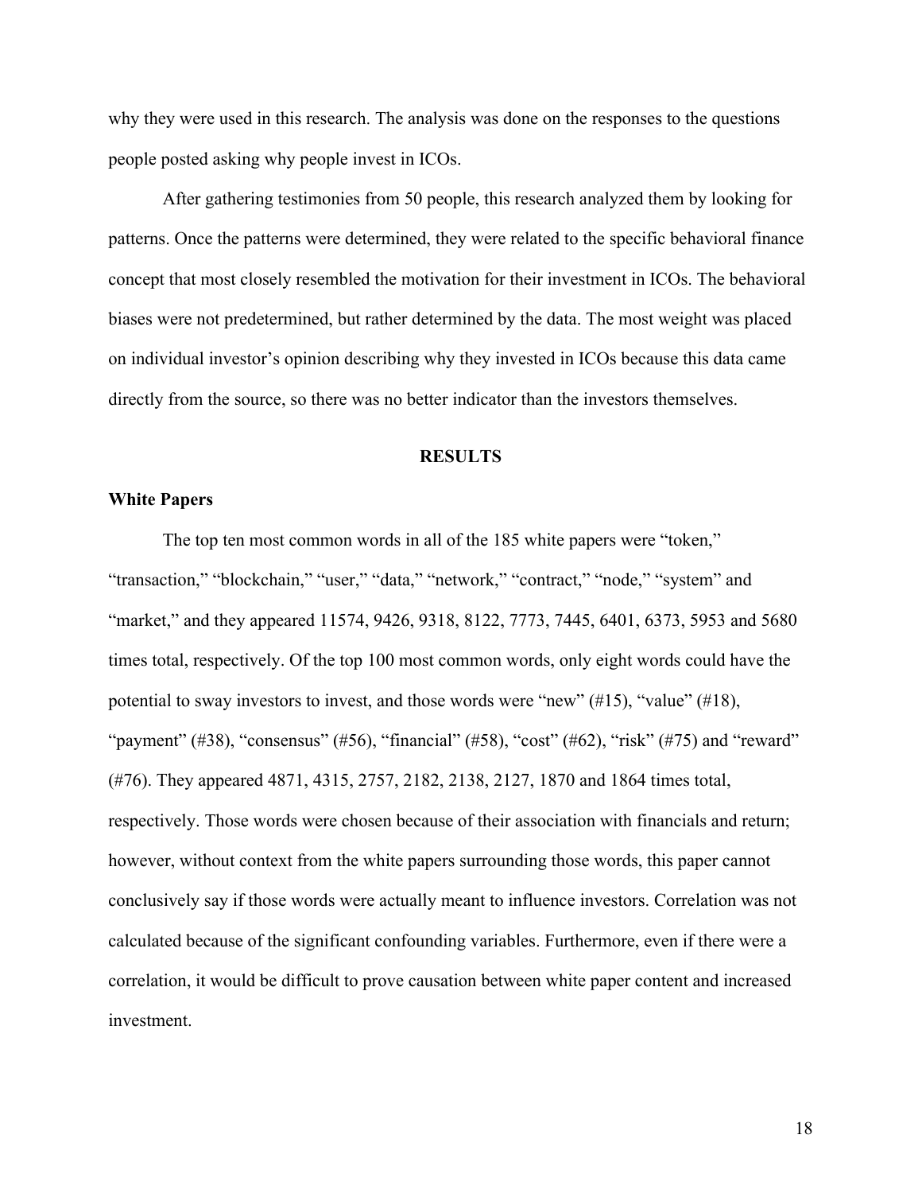why they were used in this research. The analysis was done on the responses to the questions people posted asking why people invest in ICOs.

After gathering testimonies from 50 people, this research analyzed them by looking for patterns. Once the patterns were determined, they were related to the specific behavioral finance concept that most closely resembled the motivation for their investment in ICOs. The behavioral biases were not predetermined, but rather determined by the data. The most weight was placed on individual investor's opinion describing why they invested in ICOs because this data came directly from the source, so there was no better indicator than the investors themselves.

## RESULTS

### White Papers

The top ten most common words in all of the 185 white papers were "token," "transaction," "blockchain," "user," "data," "network," "contract," "node," "system" and "market," and they appeared 11574, 9426, 9318, 8122, 7773, 7445, 6401, 6373, 5953 and 5680 times total, respectively. Of the top 100 most common words, only eight words could have the potential to sway investors to invest, and those words were "new" (#15), "value" (#18), "payment" (#38), "consensus" (#56), "financial" (#58), "cost" (#62), "risk" (#75) and "reward" (#76). They appeared 4871, 4315, 2757, 2182, 2138, 2127, 1870 and 1864 times total, respectively. Those words were chosen because of their association with financials and return; however, without context from the white papers surrounding those words, this paper cannot conclusively say if those words were actually meant to influence investors. Correlation was not calculated because of the significant confounding variables. Furthermore, even if there were a correlation, it would be difficult to prove causation between white paper content and increased investment.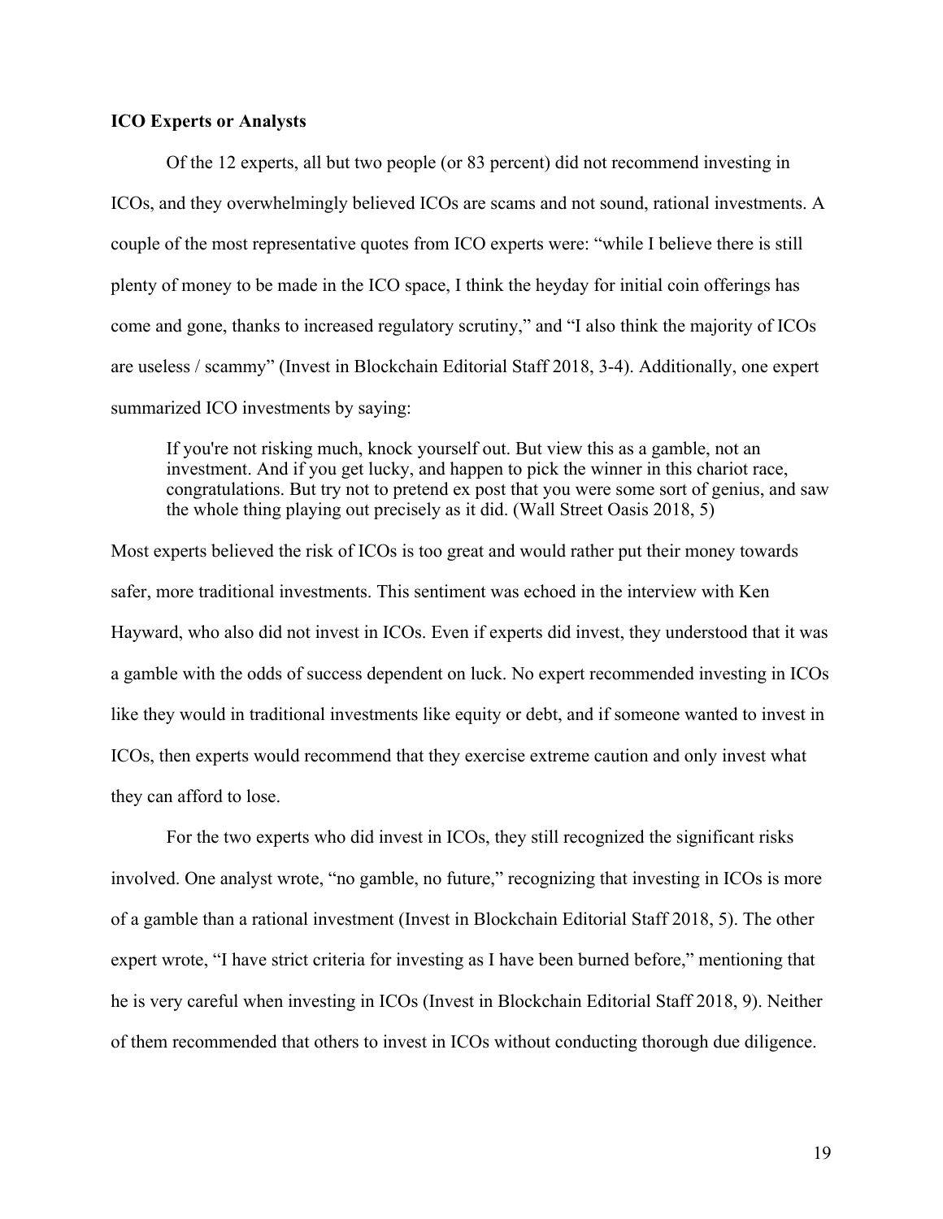**ICO Experts or Analysts**

Of the 12 experts, all but two people (or 83 percent) did not recommend investing in ICOs, and they overwhelmingly believed ICOs are scams and not sound, rational investments. A couple of the most representative quotes from ICO experts were: "while I believe there is still plenty of money to be made in the ICO space, I think the heyday for initial coin offerings has come and gone, thanks to increased regulatory scrutiny," and "I also think the majority of ICOs are useless / scammy" (Invest in Blockchain Editorial Staff 2018, 3-4). Additionally, one expert summarized ICO investments by saying:

> If you're not risking much, knock yourself out. But view this as a gamble, not an investment. And if you get lucky, and happen to pick the winner in this chariot race, congratulations. But try not to pretend ex post that you were some sort of genius, and saw the whole thing playing out precisely as it did. (Wall Street Oasis 2018, 5)

Most experts believed the risk of ICOs is too great and would rather put their money towards safer, more traditional investments. This sentiment was echoed in the interview with Ken Hayward, who also did not invest in ICOs. Even if experts did invest, they understood that it was a gamble with the odds of success dependent on luck. No expert recommended investing in ICOs like they would in traditional investments like equity or debt, and if someone wanted to invest in ICOs, then experts would recommend that they exercise extreme caution and only invest what they can afford to lose.

For the two experts who did invest in ICOs, they still recognized the significant risks involved. One analyst wrote, "no gamble, no future," recognizing that investing in ICOs is more of a gamble than a rational investment (Invest in Blockchain Editorial Staff 2018, 5). The other expert wrote, "I have strict criteria for investing as I have been burned before," mentioning that he is very careful when investing in ICOs (Invest in Blockchain Editorial Staff 2018, 9). Neither of them recommended that others to invest in ICOs without conducting thorough due diligence.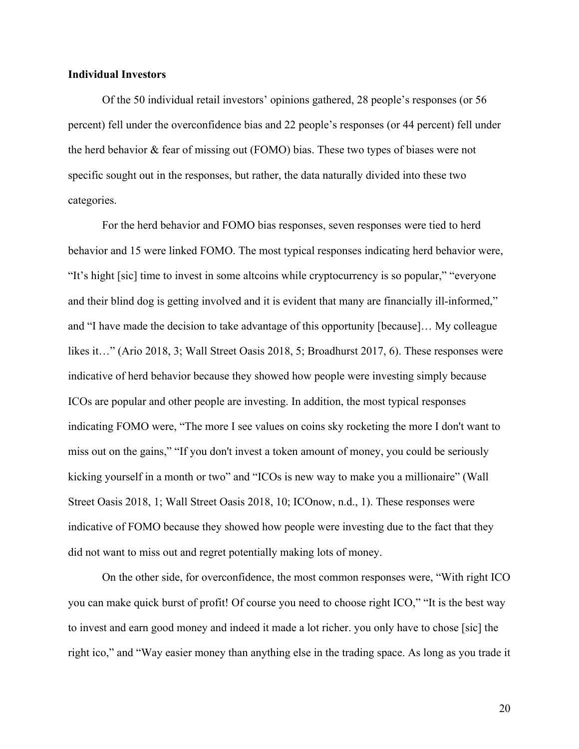**Individual Investors**

Of the 50 individual retail investors' opinions gathered, 28 people's responses (or 56 percent) fell under the overconfidence bias and 22 people's responses (or 44 percent) fell under the herd behavior & fear of missing out (FOMO) bias. These two types of biases were not specific sought out in the responses, but rather, the data naturally divided into these two categories.

For the herd behavior and FOMO bias responses, seven responses were tied to herd behavior and 15 were linked FOMO. The most typical responses indicating herd behavior were, "It's hight [sic] time to invest in some altcoins while cryptocurrency is so popular," "everyone and their blind dog is getting involved and it is evident that many are financially ill-informed," and "I have made the decision to take advantage of this opportunity [because]… My colleague likes it…" (Ario 2018, 3; Wall Street Oasis 2018, 5; Broadhurst 2017, 6). These responses were indicative of herd behavior because they showed how people were investing simply because ICOs are popular and other people are investing. In addition, the most typical responses indicating FOMO were, "The more I see values on coins sky rocketing the more I don't want to miss out on the gains," "If you don't invest a token amount of money, you could be seriously kicking yourself in a month or two" and "ICOs is new way to make you a millionaire" (Wall Street Oasis 2018, 1; Wall Street Oasis 2018, 10; ICOnow, n.d., 1). These responses were indicative of FOMO because they showed how people were investing due to the fact that they did not want to miss out and regret potentially making lots of money.

On the other side, for overconfidence, the most common responses were, "With right ICO you can make quick burst of profit! Of course you need to choose right ICO," "It is the best way to invest and earn good money and indeed it made a lot richer. you only have to chose [sic] the right ico," and "Way easier money than anything else in the trading space. As long as you trade it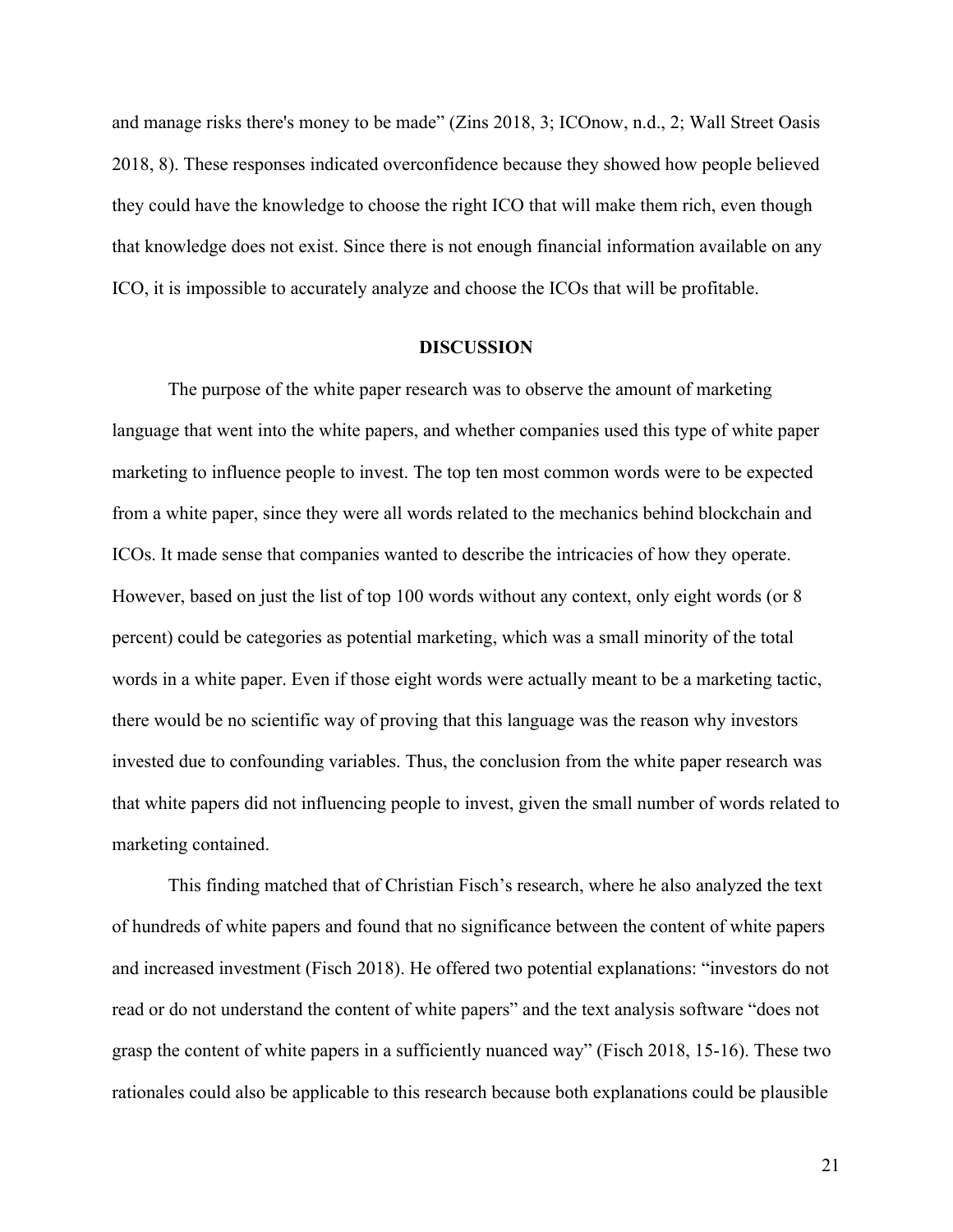and manage risks there's money to be made" (Zins 2018, 3; ICOnow, n.d., 2; Wall Street Oasis 2018, 8). These responses indicated overconfidence because they showed how people believed they could have the knowledge to choose the right ICO that will make them rich, even though that knowledge does not exist. Since there is not enough financial information available on any ICO, it is impossible to accurately analyze and choose the ICOs that will be profitable.

## DISCUSSION

The purpose of the white paper research was to observe the amount of marketing language that went into the white papers, and whether companies used this type of white paper marketing to influence people to invest. The top ten most common words were to be expected from a white paper, since they were all words related to the mechanics behind blockchain and ICOs. It made sense that companies wanted to describe the intricacies of how they operate. However, based on just the list of top 100 words without any context, only eight words (or 8 percent) could be categories as potential marketing, which was a small minority of the total words in a white paper. Even if those eight words were actually meant to be a marketing tactic, there would be no scientific way of proving that this language was the reason why investors invested due to confounding variables. Thus, the conclusion from the white paper research was that white papers did not influencing people to invest, given the small number of words related to marketing contained.

This finding matched that of Christian Fisch's research, where he also analyzed the text of hundreds of white papers and found that no significance between the content of white papers and increased investment (Fisch 2018). He offered two potential explanations: "investors do not read or do not understand the content of white papers" and the text analysis software "does not grasp the content of white papers in a sufficiently nuanced way" (Fisch 2018, 15-16). These two rationales could also be applicable to this research because both explanations could be plausible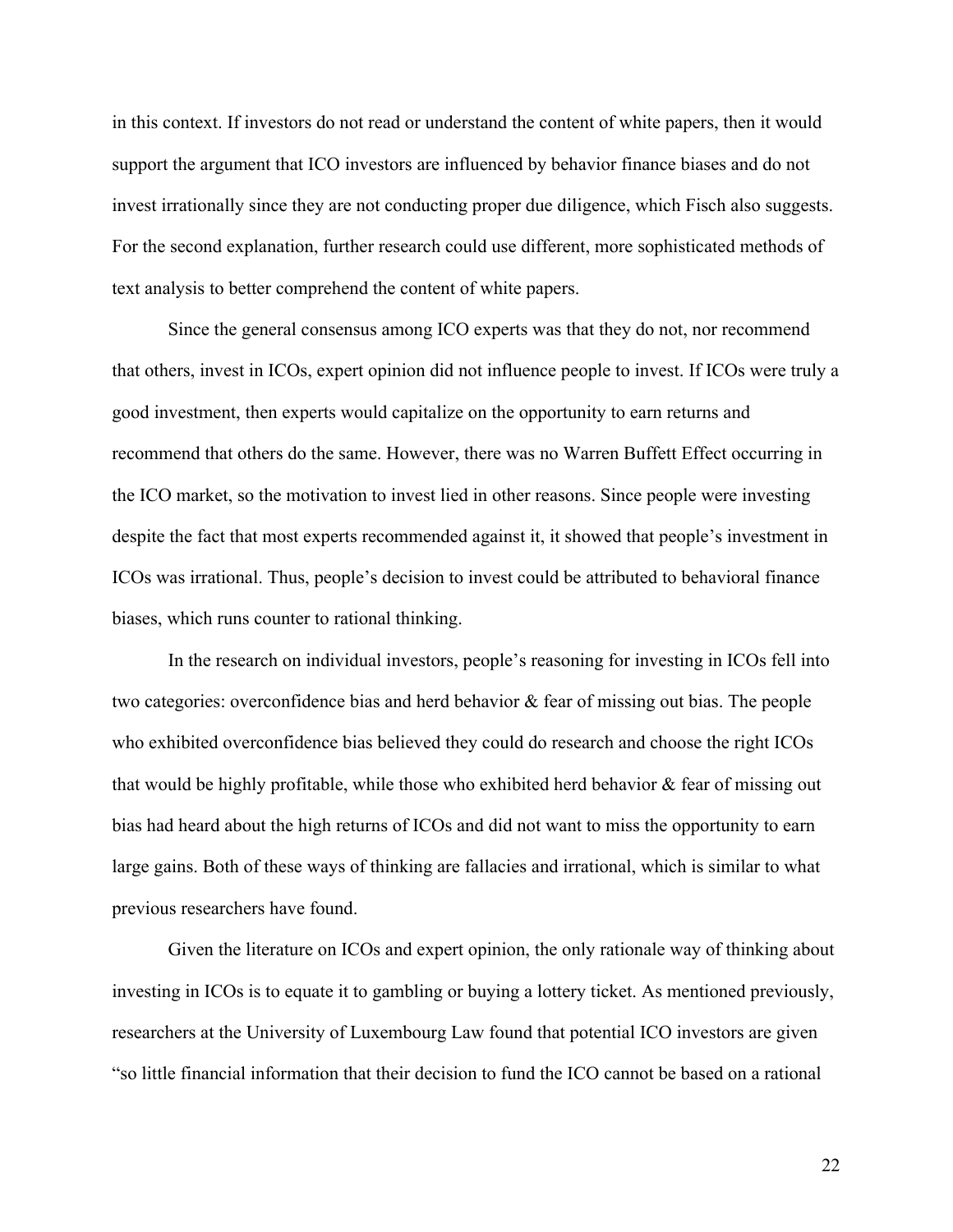in this context. If investors do not read or understand the content of white papers, then it would support the argument that ICO investors are influenced by behavior finance biases and do not invest irrationally since they are not conducting proper due diligence, which Fisch also suggests. For the second explanation, further research could use different, more sophisticated methods of text analysis to better comprehend the content of white papers.

Since the general consensus among ICO experts was that they do not, nor recommend that others, invest in ICOs, expert opinion did not influence people to invest. If ICOs were truly a good investment, then experts would capitalize on the opportunity to earn returns and recommend that others do the same. However, there was no Warren Buffett Effect occurring in the ICO market, so the motivation to invest lied in other reasons. Since people were investing despite the fact that most experts recommended against it, it showed that people's investment in ICOs was irrational. Thus, people's decision to invest could be attributed to behavioral finance biases, which runs counter to rational thinking.

In the research on individual investors, people's reasoning for investing in ICOs fell into two categories: overconfidence bias and herd behavior & fear of missing out bias. The people who exhibited overconfidence bias believed they could do research and choose the right ICOs that would be highly profitable, while those who exhibited herd behavior & fear of missing out bias had heard about the high returns of ICOs and did not want to miss the opportunity to earn large gains. Both of these ways of thinking are fallacies and irrational, which is similar to what previous researchers have found.

Given the literature on ICOs and expert opinion, the only rationale way of thinking about investing in ICOs is to equate it to gambling or buying a lottery ticket. As mentioned previously, researchers at the University of Luxembourg Law found that potential ICO investors are given "so little financial information that their decision to fund the ICO cannot be based on a rational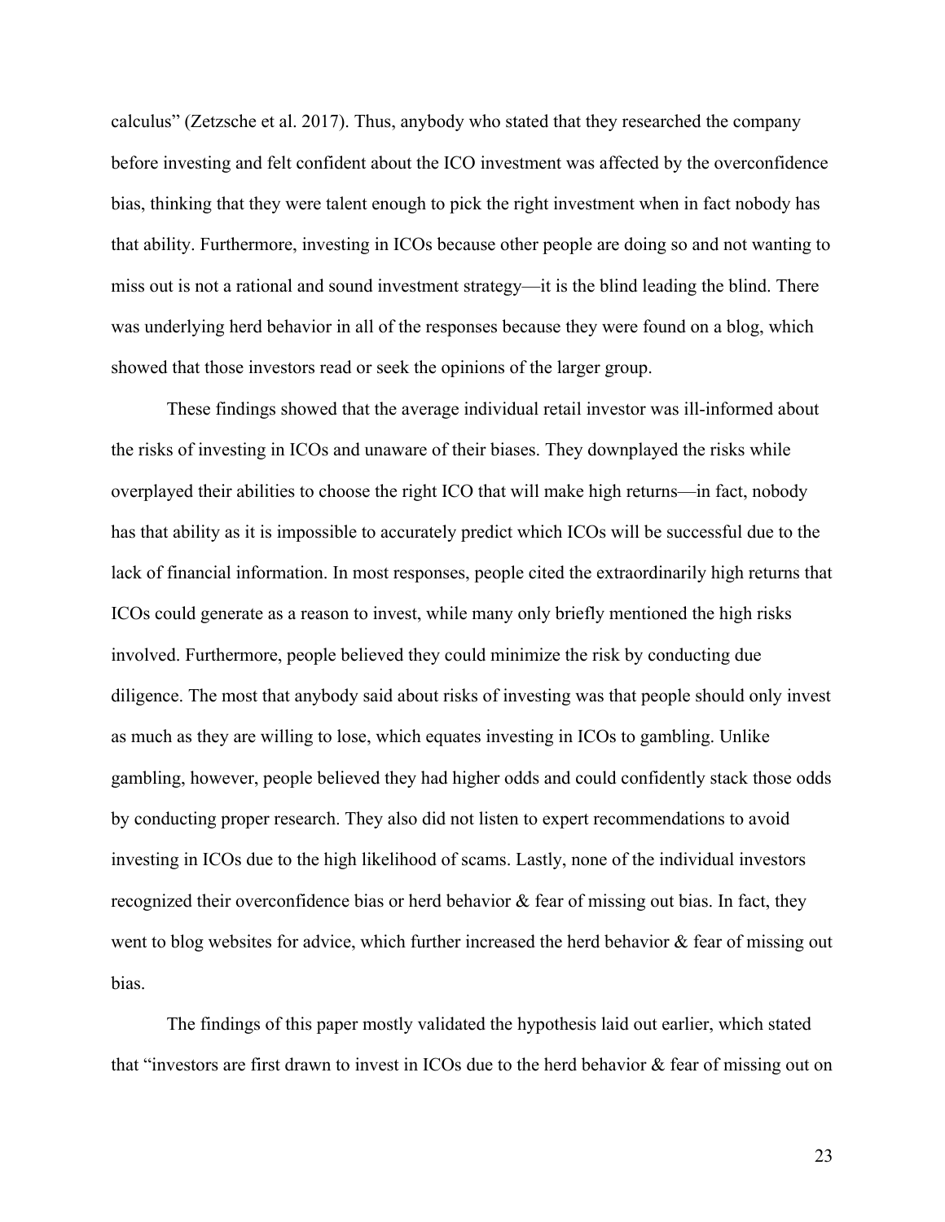calculus" (Zetzsche et al. 2017). Thus, anybody who stated that they researched the company before investing and felt confident about the ICO investment was affected by the overconfidence bias, thinking that they were talent enough to pick the right investment when in fact nobody has that ability. Furthermore, investing in ICOs because other people are doing so and not wanting to miss out is not a rational and sound investment strategy—it is the blind leading the blind. There was underlying herd behavior in all of the responses because they were found on a blog, which showed that those investors read or seek the opinions of the larger group.

These findings showed that the average individual retail investor was ill-informed about the risks of investing in ICOs and unaware of their biases. They downplayed the risks while overplayed their abilities to choose the right ICO that will make high returns—in fact, nobody has that ability as it is impossible to accurately predict which ICOs will be successful due to the lack of financial information. In most responses, people cited the extraordinarily high returns that ICOs could generate as a reason to invest, while many only briefly mentioned the high risks involved. Furthermore, people believed they could minimize the risk by conducting due diligence. The most that anybody said about risks of investing was that people should only invest as much as they are willing to lose, which equates investing in ICOs to gambling. Unlike gambling, however, people believed they had higher odds and could confidently stack those odds by conducting proper research. They also did not listen to expert recommendations to avoid investing in ICOs due to the high likelihood of scams. Lastly, none of the individual investors recognized their overconfidence bias or herd behavior & fear of missing out bias. In fact, they went to blog websites for advice, which further increased the herd behavior & fear of missing out bias.

The findings of this paper mostly validated the hypothesis laid out earlier, which stated that "investors are first drawn to invest in ICOs due to the herd behavior & fear of missing out on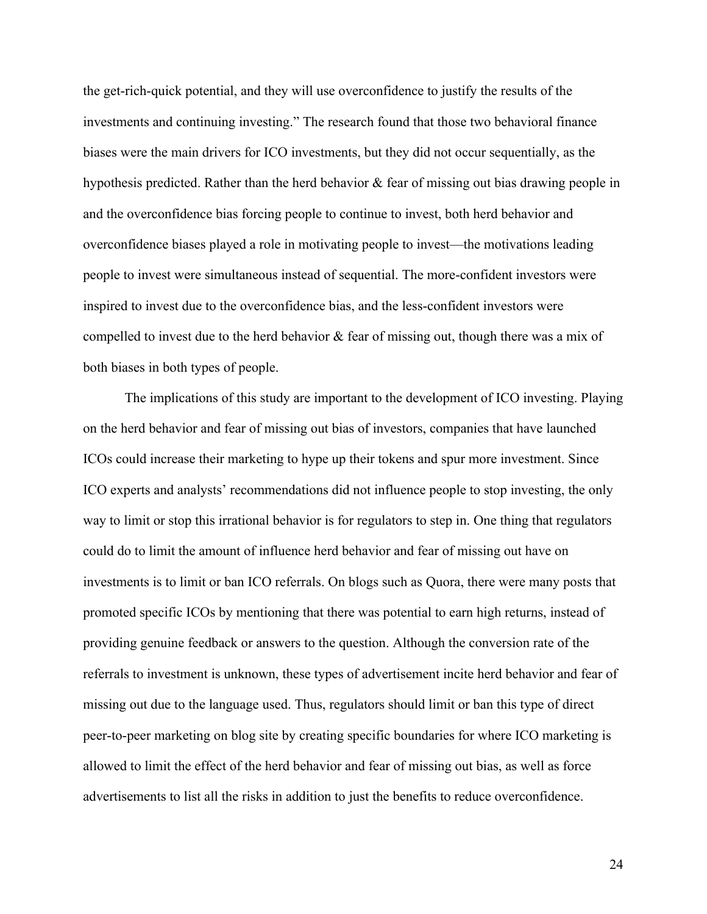the get-rich-quick potential, and they will use overconfidence to justify the results of the investments and continuing investing." The research found that those two behavioral finance biases were the main drivers for ICO investments, but they did not occur sequentially, as the hypothesis predicted. Rather than the herd behavior & fear of missing out bias drawing people in and the overconfidence bias forcing people to continue to invest, both herd behavior and overconfidence biases played a role in motivating people to invest—the motivations leading people to invest were simultaneous instead of sequential. The more-confident investors were inspired to invest due to the overconfidence bias, and the less-confident investors were compelled to invest due to the herd behavior & fear of missing out, though there was a mix of both biases in both types of people.

The implications of this study are important to the development of ICO investing. Playing on the herd behavior and fear of missing out bias of investors, companies that have launched ICOs could increase their marketing to hype up their tokens and spur more investment. Since ICO experts and analysts' recommendations did not influence people to stop investing, the only way to limit or stop this irrational behavior is for regulators to step in. One thing that regulators could do to limit the amount of influence herd behavior and fear of missing out have on investments is to limit or ban ICO referrals. On blogs such as Quora, there were many posts that promoted specific ICOs by mentioning that there was potential to earn high returns, instead of providing genuine feedback or answers to the question. Although the conversion rate of the referrals to investment is unknown, these types of advertisement incite herd behavior and fear of missing out due to the language used. Thus, regulators should limit or ban this type of direct peer-to-peer marketing on blog site by creating specific boundaries for where ICO marketing is allowed to limit the effect of the herd behavior and fear of missing out bias, as well as force advertisements to list all the risks in addition to just the benefits to reduce overconfidence.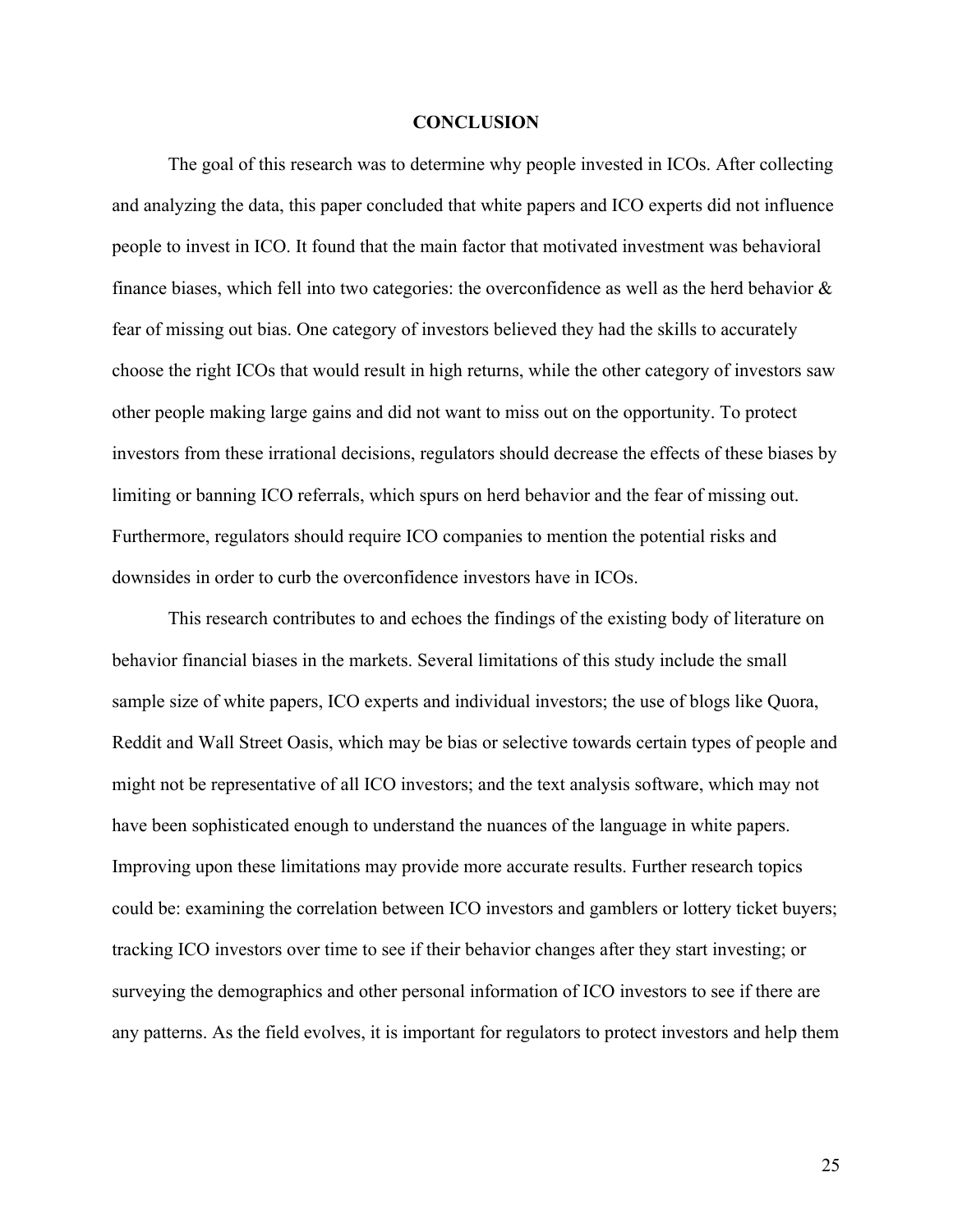# CONCLUSION

The goal of this research was to determine why people invested in ICOs. After collecting and analyzing the data, this paper concluded that white papers and ICO experts did not influence people to invest in ICO. It found that the main factor that motivated investment was behavioral finance biases, which fell into two categories: the overconfidence as well as the herd behavior & fear of missing out bias. One category of investors believed they had the skills to accurately choose the right ICOs that would result in high returns, while the other category of investors saw other people making large gains and did not want to miss out on the opportunity. To protect investors from these irrational decisions, regulators should decrease the effects of these biases by limiting or banning ICO referrals, which spurs on herd behavior and the fear of missing out. Furthermore, regulators should require ICO companies to mention the potential risks and downsides in order to curb the overconfidence investors have in ICOs.

This research contributes to and echoes the findings of the existing body of literature on behavior financial biases in the markets. Several limitations of this study include the small sample size of white papers, ICO experts and individual investors; the use of blogs like Quora, Reddit and Wall Street Oasis, which may be bias or selective towards certain types of people and might not be representative of all ICO investors; and the text analysis software, which may not have been sophisticated enough to understand the nuances of the language in white papers. Improving upon these limitations may provide more accurate results. Further research topics could be: examining the correlation between ICO investors and gamblers or lottery ticket buyers; tracking ICO investors over time to see if their behavior changes after they start investing; or surveying the demographics and other personal information of ICO investors to see if there are any patterns. As the field evolves, it is important for regulators to protect investors and help them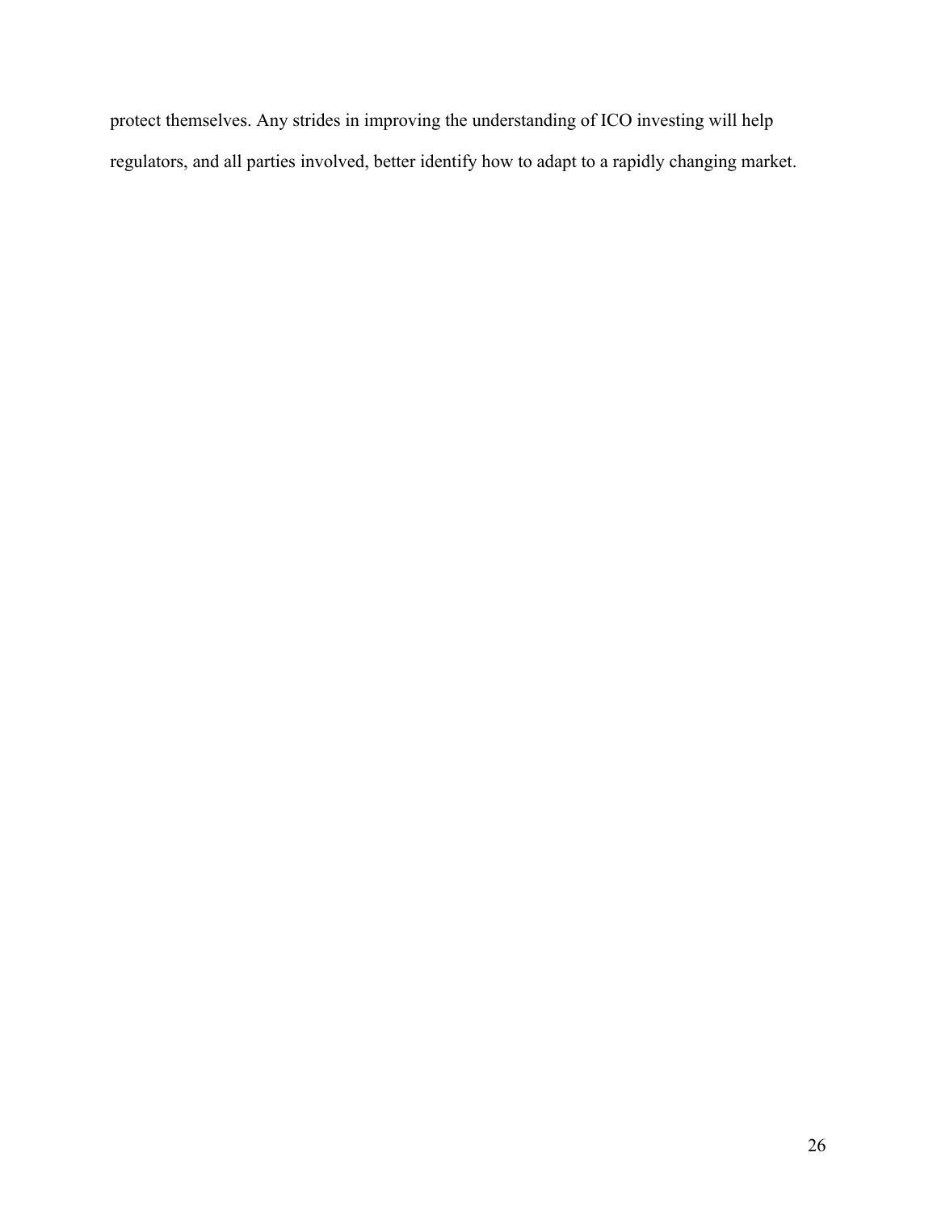protect themselves. Any strides in improving the understanding of ICO investing will help regulators, and all parties involved, better identify how to adapt to a rapidly changing market.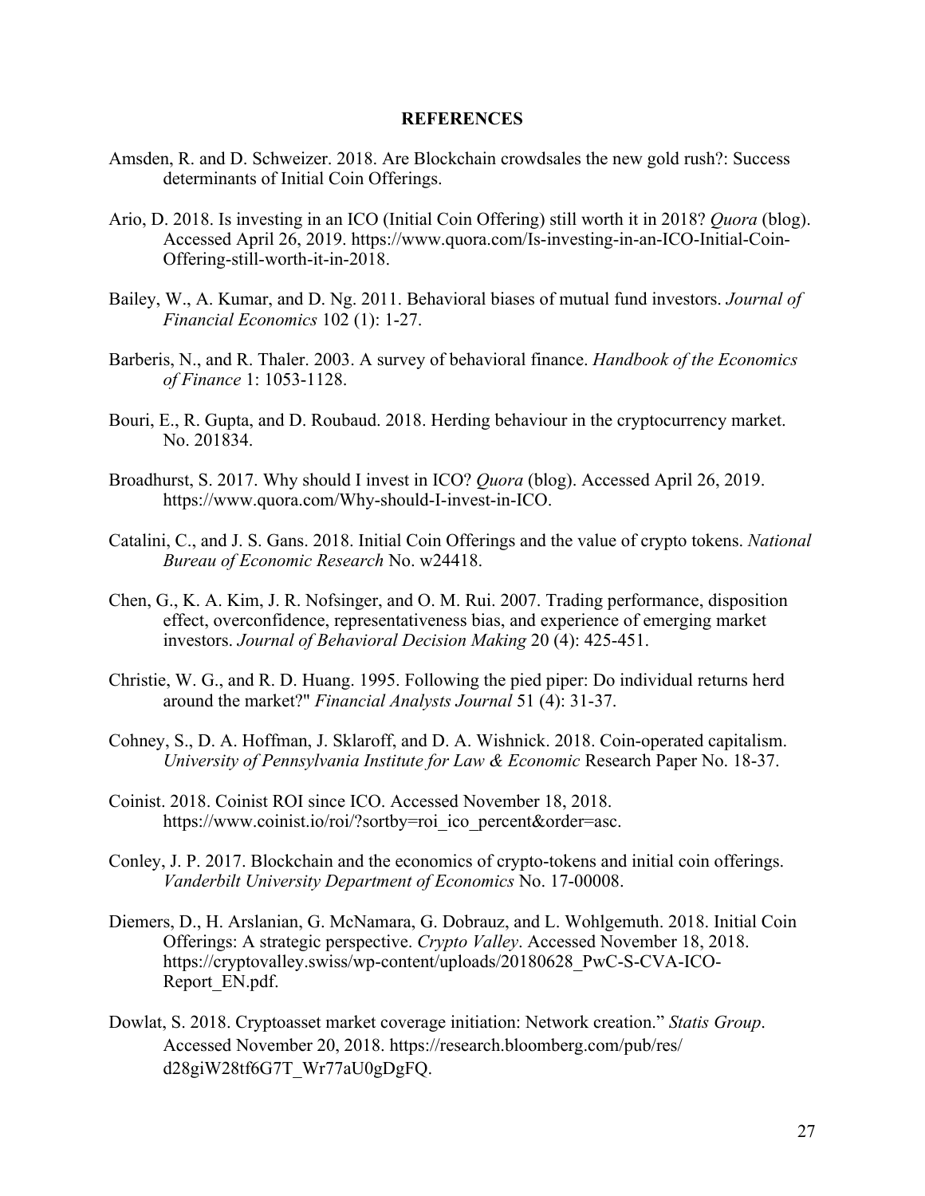## REFERENCES

Amsden, R. and D. Schweizer. 2018. Are Blockchain crowdsales the new gold rush?: Success determinants of Initial Coin Offerings.

Ario, D. 2018. Is investing in an ICO (Initial Coin Offering) still worth it in 2018? *Quora* (blog). Accessed April 26, 2019. https://www.quora.com/Is-investing-in-an-ICO-Initial-Coin-Offering-still-worth-it-in-2018.

Bailey, W., A. Kumar, and D. Ng. 2011. Behavioral biases of mutual fund investors. *Journal of Financial Economics* 102 (1): 1-27.

Barberis, N., and R. Thaler. 2003. A survey of behavioral finance. *Handbook of the Economics of Finance* 1: 1053-1128.

Bouri, E., R. Gupta, and D. Roubaud. 2018. Herding behaviour in the cryptocurrency market. No. 201834.

Broadhurst, S. 2017. Why should I invest in ICO? *Quora* (blog). Accessed April 26, 2019. https://www.quora.com/Why-should-I-invest-in-ICO.

Catalini, C., and J. S. Gans. 2018. Initial Coin Offerings and the value of crypto tokens. *National Bureau of Economic Research* No. w24418.

Chen, G., K. A. Kim, J. R. Nofsinger, and O. M. Rui. 2007. Trading performance, disposition effect, overconfidence, representativeness bias, and experience of emerging market investors. *Journal of Behavioral Decision Making* 20 (4): 425-451.

Christie, W. G., and R. D. Huang. 1995. Following the pied piper: Do individual returns herd around the market?" *Financial Analysts Journal* 51 (4): 31-37.

Cohney, S., D. A. Hoffman, J. Sklaroff, and D. A. Wishnick. 2018. Coin-operated capitalism. *University of Pennsylvania Institute for Law & Economic* Research Paper No. 18-37.

Coinist. 2018. Coinist ROI since ICO. Accessed November 18, 2018. https://www.coinist.io/roi/?sortby=roi_ico_percent&order=asc.

Conley, J. P. 2017. Blockchain and the economics of crypto-tokens and initial coin offerings. *Vanderbilt University Department of Economics* No. 17-00008.

Diemers, D., H. Arslanian, G. McNamara, G. Dobrauz, and L. Wohlgemuth. 2018. Initial Coin Offerings: A strategic perspective. *Crypto Valley*. Accessed November 18, 2018. https://cryptovalley.swiss/wp-content/uploads/20180628_PwC-S-CVA-ICO-Report_EN.pdf.

Dowlat, S. 2018. Cryptoasset market coverage initiation: Network creation." *Statis Group*. Accessed November 20, 2018. https://research.bloomberg.com/pub/res/d28giW28tf6G7T_Wr77aU0gDgFQ.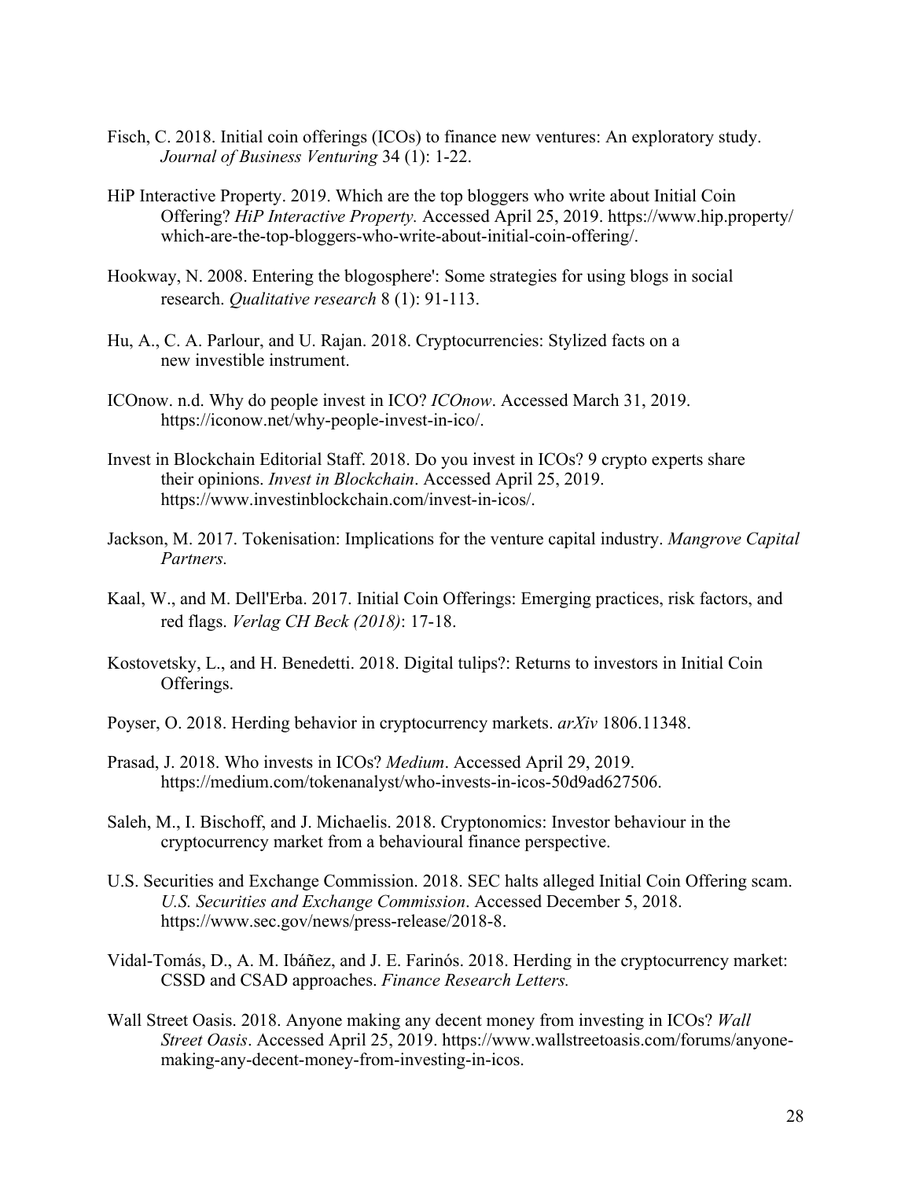Fisch, C. 2018. Initial coin offerings (ICOs) to finance new ventures: An exploratory study. *Journal of Business Venturing* 34 (1): 1-22.

HiP Interactive Property. 2019. Which are the top bloggers who write about Initial Coin Offering? *HiP Interactive Property.* Accessed April 25, 2019. https://www.hip.property/which-are-the-top-bloggers-who-write-about-initial-coin-offering/.

Hookway, N. 2008. Entering the blogosphere': Some strategies for using blogs in social research. *Qualitative research* 8 (1): 91-113.

Hu, A., C. A. Parlour, and U. Rajan. 2018. Cryptocurrencies: Stylized facts on a new investible instrument.

ICOnow. n.d. Why do people invest in ICO? *ICOnow*. Accessed March 31, 2019. https://iconow.net/why-people-invest-in-ico/.

Invest in Blockchain Editorial Staff. 2018. Do you invest in ICOs? 9 crypto experts share their opinions. *Invest in Blockchain*. Accessed April 25, 2019. https://www.investinblockchain.com/invest-in-icos/.

Jackson, M. 2017. Tokenisation: Implications for the venture capital industry. *Mangrove Capital Partners.*

Kaal, W., and M. Dell'Erba. 2017. Initial Coin Offerings: Emerging practices, risk factors, and red flags. *Verlag CH Beck (2018)*: 17-18.

Kostovetsky, L., and H. Benedetti. 2018. Digital tulips?: Returns to investors in Initial Coin Offerings.

Poyser, O. 2018. Herding behavior in cryptocurrency markets. *arXiv* 1806.11348.

Prasad, J. 2018. Who invests in ICOs? *Medium*. Accessed April 29, 2019. https://medium.com/tokenanalyst/who-invests-in-icos-50d9ad627506.

Saleh, M., I. Bischoff, and J. Michaelis. 2018. Cryptonomics: Investor behaviour in the cryptocurrency market from a behavioural finance perspective.

U.S. Securities and Exchange Commission. 2018. SEC halts alleged Initial Coin Offering scam. *U.S. Securities and Exchange Commission*. Accessed December 5, 2018. https://www.sec.gov/news/press-release/2018-8.

Vidal-Tomás, D., A. M. Ibáñez, and J. E. Farinós. 2018. Herding in the cryptocurrency market: CSSD and CSAD approaches. *Finance Research Letters.*

Wall Street Oasis. 2018. Anyone making any decent money from investing in ICOs? *Wall Street Oasis*. Accessed April 25, 2019. https://www.wallstreetoasis.com/forums/anyone-making-any-decent-money-from-investing-in-icos.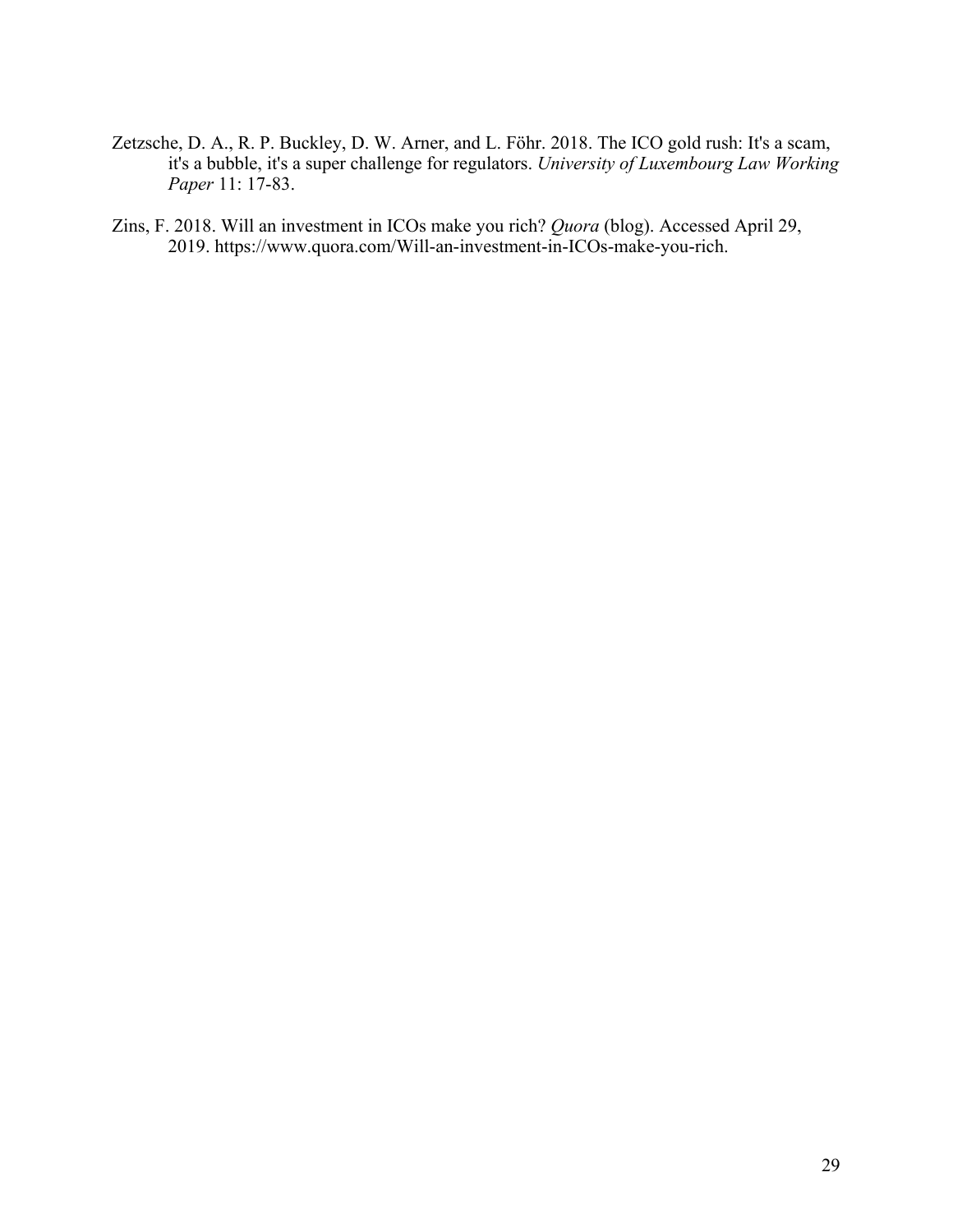Zetzsche, D. A., R. P. Buckley, D. W. Arner, and L. Föhr. 2018. The ICO gold rush: It's a scam, it's a bubble, it's a super challenge for regulators. *University of Luxembourg Law Working Paper* 11: 17-83.

Zins, F. 2018. Will an investment in ICOs make you rich? *Quora* (blog). Accessed April 29, 2019. https://www.quora.com/Will-an-investment-in-ICOs-make-you-rich.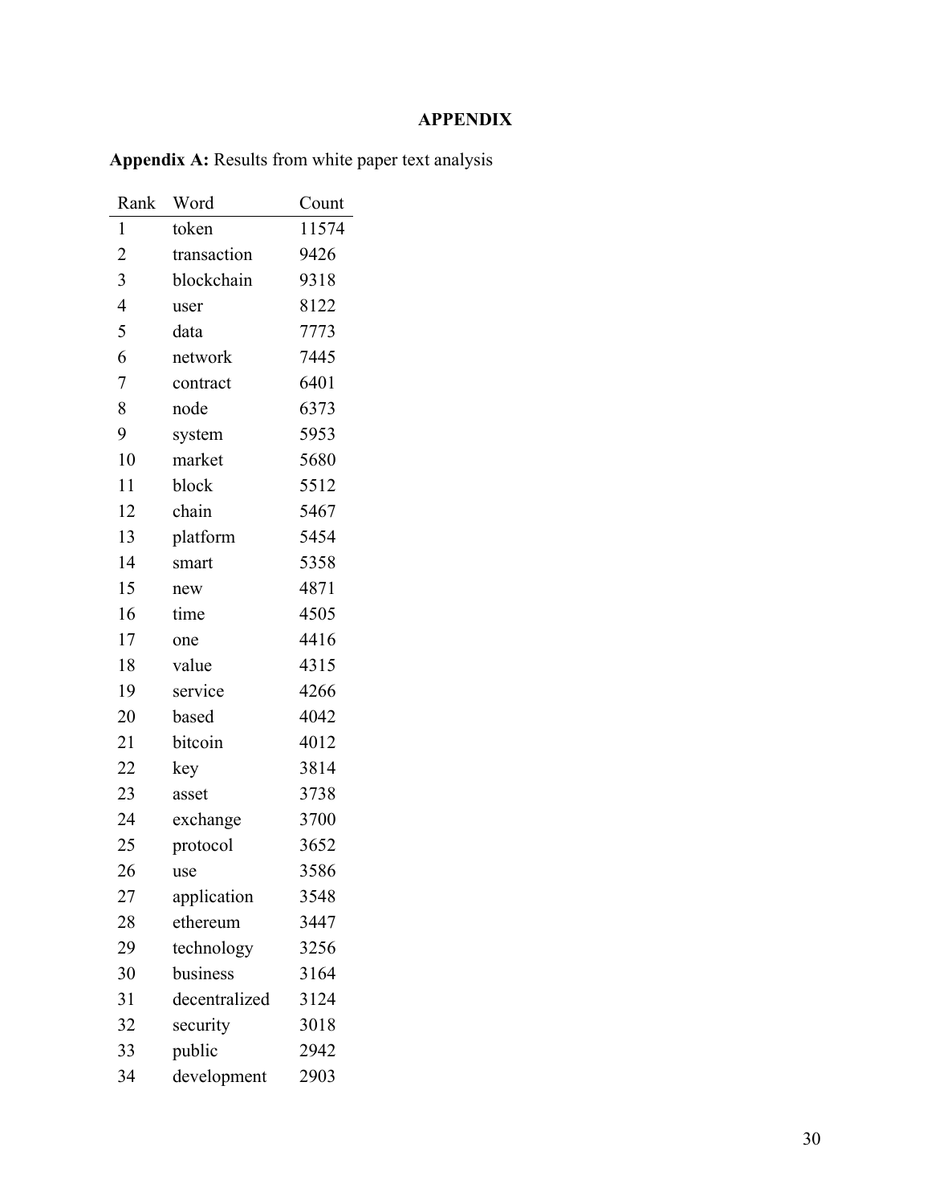# APPENDIX

**Appendix A:** Results from white paper text analysis

| Rank | Word | Count |
|---|---|---|
| 1 | token | 11574 |
| 2 | transaction | 9426 |
| 3 | blockchain | 9318 |
| 4 | user | 8122 |
| 5 | data | 7773 |
| 6 | network | 7445 |
| 7 | contract | 6401 |
| 8 | node | 6373 |
| 9 | system | 5953 |
| 10 | market | 5680 |
| 11 | block | 5512 |
| 12 | chain | 5467 |
| 13 | platform | 5454 |
| 14 | smart | 5358 |
| 15 | new | 4871 |
| 16 | time | 4505 |
| 17 | one | 4416 |
| 18 | value | 4315 |
| 19 | service | 4266 |
| 20 | based | 4042 |
| 21 | bitcoin | 4012 |
| 22 | key | 3814 |
| 23 | asset | 3738 |
| 24 | exchange | 3700 |
| 25 | protocol | 3652 |
| 26 | use | 3586 |
| 27 | application | 3548 |
| 28 | ethereum | 3447 |
| 29 | technology | 3256 |
| 30 | business | 3164 |
| 31 | decentralized | 3124 |
| 32 | security | 3018 |
| 33 | public | 2942 |
| 34 | development | 2903 |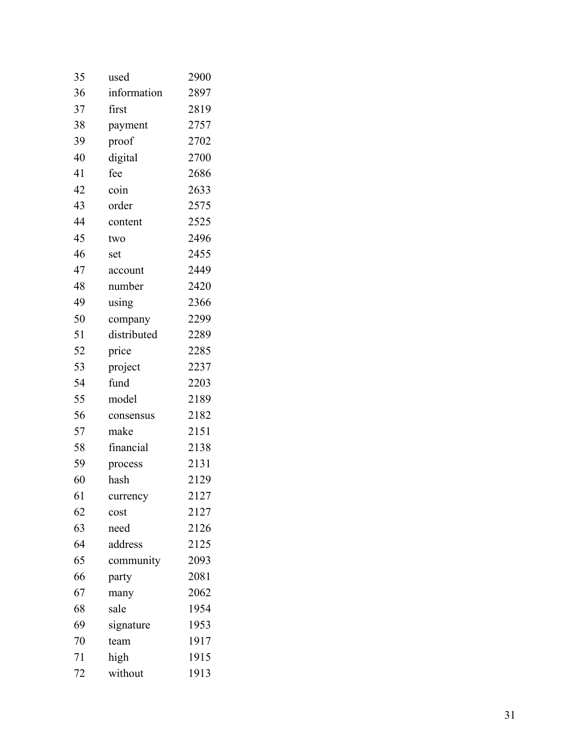| | | |
|---|---|---|
| 35 | used | 2900 |
| 36 | information | 2897 |
| 37 | first | 2819 |
| 38 | payment | 2757 |
| 39 | proof | 2702 |
| 40 | digital | 2700 |
| 41 | fee | 2686 |
| 42 | coin | 2633 |
| 43 | order | 2575 |
| 44 | content | 2525 |
| 45 | two | 2496 |
| 46 | set | 2455 |
| 47 | account | 2449 |
| 48 | number | 2420 |
| 49 | using | 2366 |
| 50 | company | 2299 |
| 51 | distributed | 2289 |
| 52 | price | 2285 |
| 53 | project | 2237 |
| 54 | fund | 2203 |
| 55 | model | 2189 |
| 56 | consensus | 2182 |
| 57 | make | 2151 |
| 58 | financial | 2138 |
| 59 | process | 2131 |
| 60 | hash | 2129 |
| 61 | currency | 2127 |
| 62 | cost | 2127 |
| 63 | need | 2126 |
| 64 | address | 2125 |
| 65 | community | 2093 |
| 66 | party | 2081 |
| 67 | many | 2062 |
| 68 | sale | 1954 |
| 69 | signature | 1953 |
| 70 | team | 1917 |
| 71 | high | 1915 |
| 72 | without | 1913 |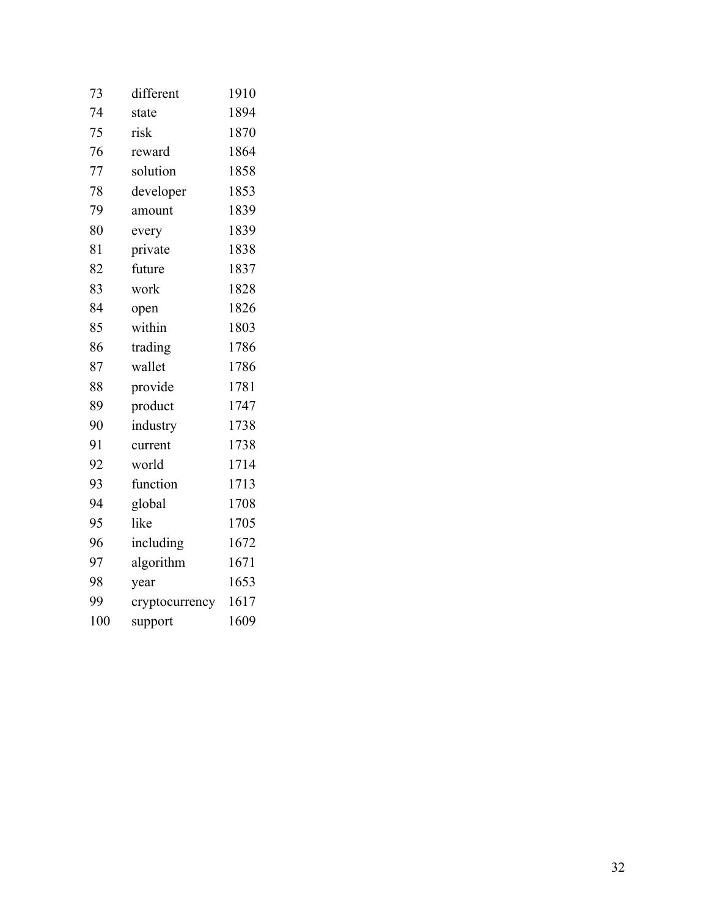| | | |
|---|---|---|
| 73 | different | 1910 |
| 74 | state | 1894 |
| 75 | risk | 1870 |
| 76 | reward | 1864 |
| 77 | solution | 1858 |
| 78 | developer | 1853 |
| 79 | amount | 1839 |
| 80 | every | 1839 |
| 81 | private | 1838 |
| 82 | future | 1837 |
| 83 | work | 1828 |
| 84 | open | 1826 |
| 85 | within | 1803 |
| 86 | trading | 1786 |
| 87 | wallet | 1786 |
| 88 | provide | 1781 |
| 89 | product | 1747 |
| 90 | industry | 1738 |
| 91 | current | 1738 |
| 92 | world | 1714 |
| 93 | function | 1713 |
| 94 | global | 1708 |
| 95 | like | 1705 |
| 96 | including | 1672 |
| 97 | algorithm | 1671 |
| 98 | year | 1653 |
| 99 | cryptocurrency | 1617 |
| 100 | support | 1609 |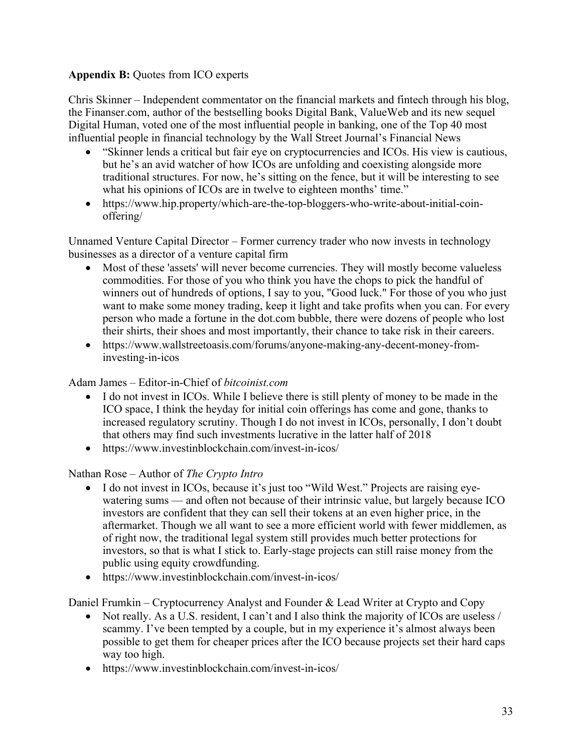**Appendix B:** Quotes from ICO experts

Chris Skinner – Independent commentator on the financial markets and fintech through his blog, the Finanser.com, author of the bestselling books Digital Bank, ValueWeb and its new sequel Digital Human, voted one of the most influential people in banking, one of the Top 40 most influential people in financial technology by the Wall Street Journal's Financial News

- "Skinner lends a critical but fair eye on cryptocurrencies and ICOs. His view is cautious, but he's an avid watcher of how ICOs are unfolding and coexisting alongside more traditional structures. For now, he's sitting on the fence, but it will be interesting to see what his opinions of ICOs are in twelve to eighteen months' time."
- https://www.hip.property/which-are-the-top-bloggers-who-write-about-initial-coin-offering/

Unnamed Venture Capital Director – Former currency trader who now invests in technology businesses as a director of a venture capital firm

- Most of these 'assets' will never become currencies. They will mostly become valueless commodities. For those of you who think you have the chops to pick the handful of winners out of hundreds of options, I say to you, "Good luck." For those of you who just want to make some money trading, keep it light and take profits when you can. For every person who made a fortune in the dot.com bubble, there were dozens of people who lost their shirts, their shoes and most importantly, their chance to take risk in their careers.
- https://www.wallstreetoasis.com/forums/anyone-making-any-decent-money-from-investing-in-icos

Adam James – Editor-in-Chief of *bitcoinist.com*

- I do not invest in ICOs. While I believe there is still plenty of money to be made in the ICO space, I think the heyday for initial coin offerings has come and gone, thanks to increased regulatory scrutiny. Though I do not invest in ICOs, personally, I don't doubt that others may find such investments lucrative in the latter half of 2018
- https://www.investinblockchain.com/invest-in-icos/

Nathan Rose – Author of *The Crypto Intro*

- I do not invest in ICOs, because it's just too "Wild West." Projects are raising eye-watering sums — and often not because of their intrinsic value, but largely because ICO investors are confident that they can sell their tokens at an even higher price, in the aftermarket. Though we all want to see a more efficient world with fewer middlemen, as of right now, the traditional legal system still provides much better protections for investors, so that is what I stick to. Early-stage projects can still raise money from the public using equity crowdfunding.
- https://www.investinblockchain.com/invest-in-icos/

Daniel Frumkin – Cryptocurrency Analyst and Founder & Lead Writer at Crypto and Copy

- Not really. As a U.S. resident, I can't and I also think the majority of ICOs are useless / scammy. I've been tempted by a couple, but in my experience it's almost always been possible to get them for cheaper prices after the ICO because projects set their hard caps way too high.
- https://www.investinblockchain.com/invest-in-icos/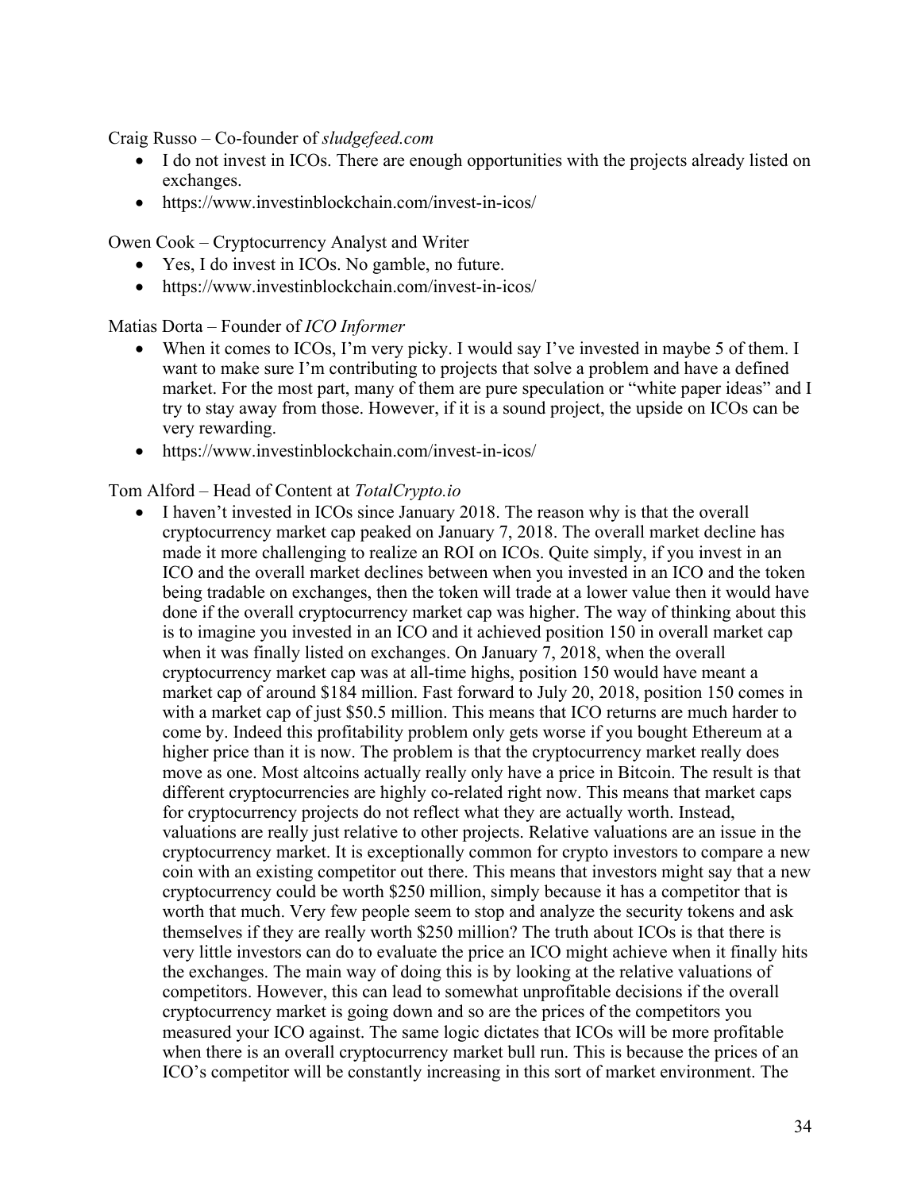Craig Russo – Co-founder of *sludgefeed.com*

- I do not invest in ICOs. There are enough opportunities with the projects already listed on exchanges.
- https://www.investinblockchain.com/invest-in-icos/

Owen Cook – Cryptocurrency Analyst and Writer

- Yes, I do invest in ICOs. No gamble, no future.
- https://www.investinblockchain.com/invest-in-icos/

Matias Dorta – Founder of *ICO Informer*

- When it comes to ICOs, I'm very picky. I would say I've invested in maybe 5 of them. I want to make sure I'm contributing to projects that solve a problem and have a defined market. For the most part, many of them are pure speculation or "white paper ideas" and I try to stay away from those. However, if it is a sound project, the upside on ICOs can be very rewarding.
- https://www.investinblockchain.com/invest-in-icos/

Tom Alford – Head of Content at *TotalCrypto.io*

- I haven't invested in ICOs since January 2018. The reason why is that the overall cryptocurrency market cap peaked on January 7, 2018. The overall market decline has made it more challenging to realize an ROI on ICOs. Quite simply, if you invest in an ICO and the overall market declines between when you invested in an ICO and the token being tradable on exchanges, then the token will trade at a lower value then it would have done if the overall cryptocurrency market cap was higher. The way of thinking about this is to imagine you invested in an ICO and it achieved position 150 in overall market cap when it was finally listed on exchanges. On January 7, 2018, when the overall cryptocurrency market cap was at all-time highs, position 150 would have meant a market cap of around $184 million. Fast forward to July 20, 2018, position 150 comes in with a market cap of just $50.5 million. This means that ICO returns are much harder to come by. Indeed this profitability problem only gets worse if you bought Ethereum at a higher price than it is now. The problem is that the cryptocurrency market really does move as one. Most altcoins actually really only have a price in Bitcoin. The result is that different cryptocurrencies are highly co-related right now. This means that market caps for cryptocurrency projects do not reflect what they are actually worth. Instead, valuations are really just relative to other projects. Relative valuations are an issue in the cryptocurrency market. It is exceptionally common for crypto investors to compare a new coin with an existing competitor out there. This means that investors might say that a new cryptocurrency could be worth $250 million, simply because it has a competitor that is worth that much. Very few people seem to stop and analyze the security tokens and ask themselves if they are really worth $250 million? The truth about ICOs is that there is very little investors can do to evaluate the price an ICO might achieve when it finally hits the exchanges. The main way of doing this is by looking at the relative valuations of competitors. However, this can lead to somewhat unprofitable decisions if the overall cryptocurrency market is going down and so are the prices of the competitors you measured your ICO against. The same logic dictates that ICOs will be more profitable when there is an overall cryptocurrency market bull run. This is because the prices of an ICO's competitor will be constantly increasing in this sort of market environment. The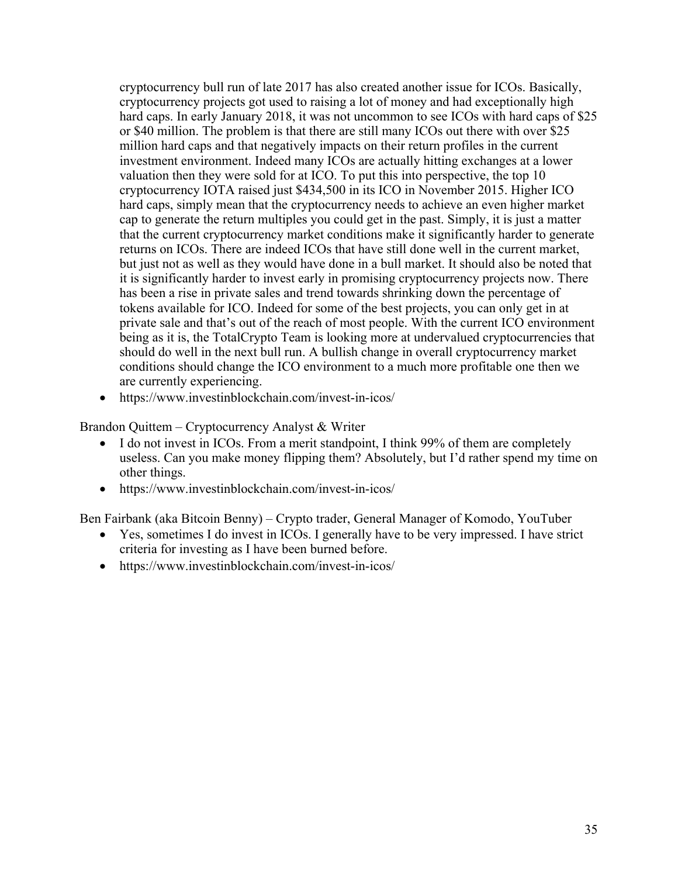cryptocurrency bull run of late 2017 has also created another issue for ICOs. Basically, cryptocurrency projects got used to raising a lot of money and had exceptionally high hard caps. In early January 2018, it was not uncommon to see ICOs with hard caps of $25 or $40 million. The problem is that there are still many ICOs out there with over $25 million hard caps and that negatively impacts on their return profiles in the current investment environment. Indeed many ICOs are actually hitting exchanges at a lower valuation then they were sold for at ICO. To put this into perspective, the top 10 cryptocurrency IOTA raised just $434,500 in its ICO in November 2015. Higher ICO hard caps, simply mean that the cryptocurrency needs to achieve an even higher market cap to generate the return multiples you could get in the past. Simply, it is just a matter that the current cryptocurrency market conditions make it significantly harder to generate returns on ICOs. There are indeed ICOs that have still done well in the current market, but just not as well as they would have done in a bull market. It should also be noted that it is significantly harder to invest early in promising cryptocurrency projects now. There has been a rise in private sales and trend towards shrinking down the percentage of tokens available for ICO. Indeed for some of the best projects, you can only get in at private sale and that's out of the reach of most people. With the current ICO environment being as it is, the TotalCrypto Team is looking more at undervalued cryptocurrencies that should do well in the next bull run. A bullish change in overall cryptocurrency market conditions should change the ICO environment to a much more profitable one then we are currently experiencing.

- https://www.investinblockchain.com/invest-in-icos/

Brandon Quittem – Cryptocurrency Analyst & Writer

- I do not invest in ICOs. From a merit standpoint, I think 99% of them are completely useless. Can you make money flipping them? Absolutely, but I'd rather spend my time on other things.
- https://www.investinblockchain.com/invest-in-icos/

Ben Fairbank (aka Bitcoin Benny) – Crypto trader, General Manager of Komodo, YouTuber

- Yes, sometimes I do invest in ICOs. I generally have to be very impressed. I have strict criteria for investing as I have been burned before.
- https://www.investinblockchain.com/invest-in-icos/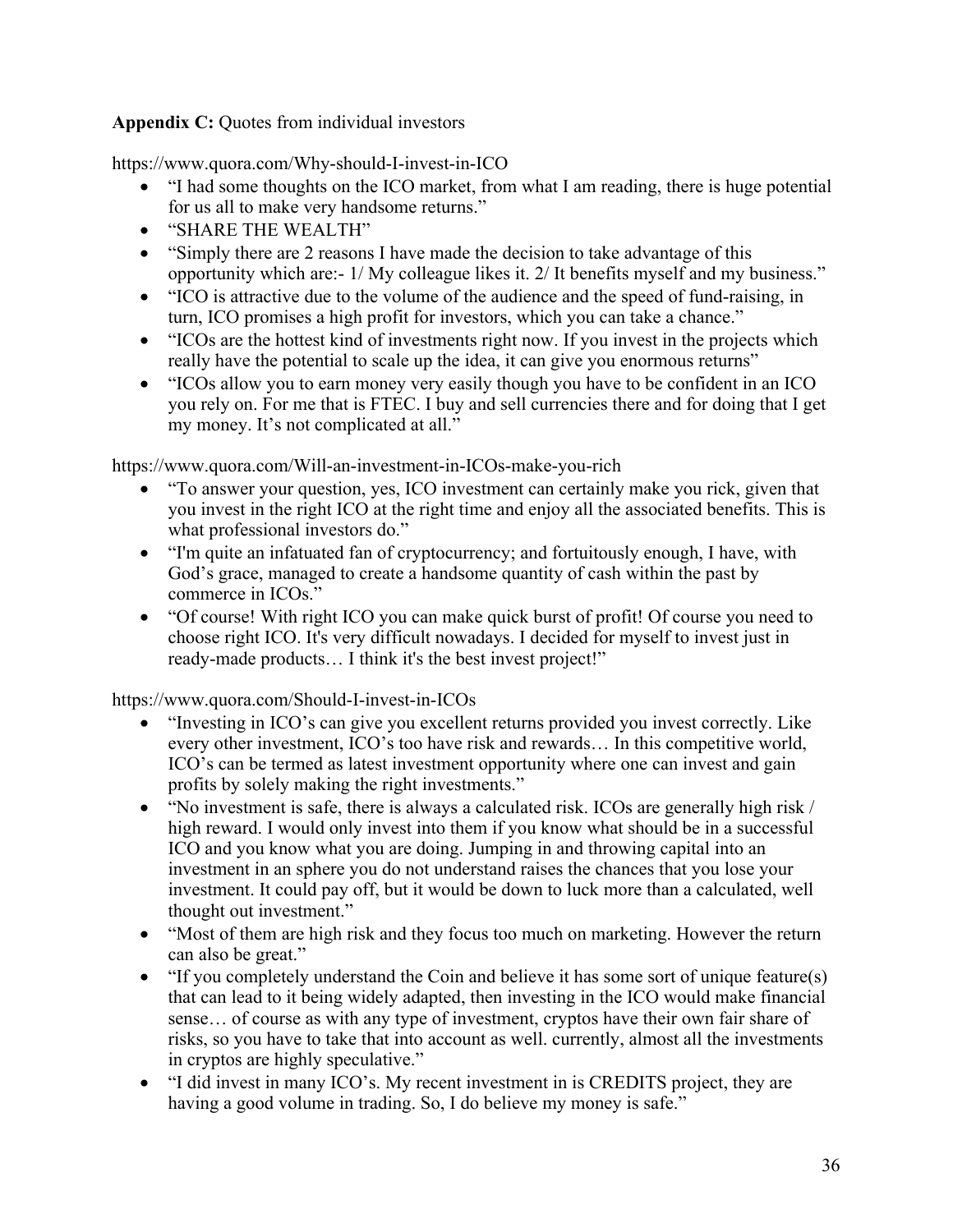**Appendix C:** Quotes from individual investors

https://www.quora.com/Why-should-I-invest-in-ICO

- "I had some thoughts on the ICO market, from what I am reading, there is huge potential for us all to make very handsome returns."
- "SHARE THE WEALTH"
- "Simply there are 2 reasons I have made the decision to take advantage of this opportunity which are:- 1/ My colleague likes it. 2/ It benefits myself and my business."
- "ICO is attractive due to the volume of the audience and the speed of fund-raising, in turn, ICO promises a high profit for investors, which you can take a chance."
- "ICOs are the hottest kind of investments right now. If you invest in the projects which really have the potential to scale up the idea, it can give you enormous returns"
- "ICOs allow you to earn money very easily though you have to be confident in an ICO you rely on. For me that is FTEC. I buy and sell currencies there and for doing that I get my money. It's not complicated at all."

https://www.quora.com/Will-an-investment-in-ICOs-make-you-rich

- "To answer your question, yes, ICO investment can certainly make you rick, given that you invest in the right ICO at the right time and enjoy all the associated benefits. This is what professional investors do."
- "I'm quite an infatuated fan of cryptocurrency; and fortuitously enough, I have, with God's grace, managed to create a handsome quantity of cash within the past by commerce in ICOs."
- "Of course! With right ICO you can make quick burst of profit! Of course you need to choose right ICO. It's very difficult nowadays. I decided for myself to invest just in ready-made products… I think it's the best invest project!"

https://www.quora.com/Should-I-invest-in-ICOs

- "Investing in ICO's can give you excellent returns provided you invest correctly. Like every other investment, ICO's too have risk and rewards… In this competitive world, ICO's can be termed as latest investment opportunity where one can invest and gain profits by solely making the right investments."
- "No investment is safe, there is always a calculated risk. ICOs are generally high risk / high reward. I would only invest into them if you know what should be in a successful ICO and you know what you are doing. Jumping in and throwing capital into an investment in an sphere you do not understand raises the chances that you lose your investment. It could pay off, but it would be down to luck more than a calculated, well thought out investment."
- "Most of them are high risk and they focus too much on marketing. However the return can also be great."
- "If you completely understand the Coin and believe it has some sort of unique feature(s) that can lead to it being widely adapted, then investing in the ICO would make financial sense… of course as with any type of investment, cryptos have their own fair share of risks, so you have to take that into account as well. currently, almost all the investments in cryptos are highly speculative."
- "I did invest in many ICO's. My recent investment in is CREDITS project, they are having a good volume in trading. So, I do believe my money is safe."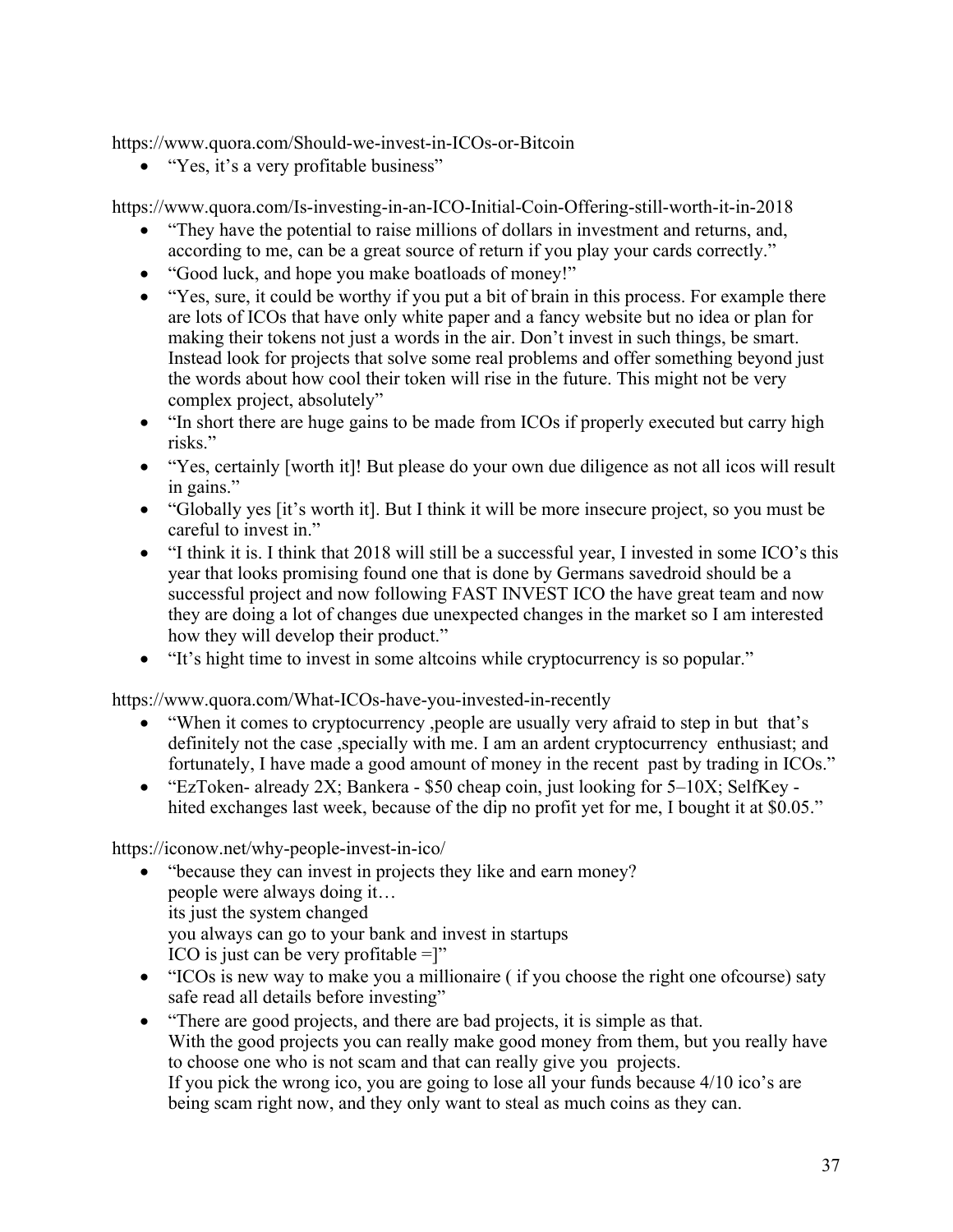https://www.quora.com/Should-we-invest-in-ICOs-or-Bitcoin

- "Yes, it's a very profitable business"

https://www.quora.com/Is-investing-in-an-ICO-Initial-Coin-Offering-still-worth-it-in-2018

- "They have the potential to raise millions of dollars in investment and returns, and, according to me, can be a great source of return if you play your cards correctly."
- "Good luck, and hope you make boatloads of money!"
- "Yes, sure, it could be worthy if you put a bit of brain in this process. For example there are lots of ICOs that have only white paper and a fancy website but no idea or plan for making their tokens not just a words in the air. Don't invest in such things, be smart. Instead look for projects that solve some real problems and offer something beyond just the words about how cool their token will rise in the future. This might not be very complex project, absolutely"
- "In short there are huge gains to be made from ICOs if properly executed but carry high risks."
- "Yes, certainly [worth it]! But please do your own due diligence as not all icos will result in gains."
- "Globally yes [it's worth it]. But I think it will be more insecure project, so you must be careful to invest in."
- "I think it is. I think that 2018 will still be a successful year, I invested in some ICO's this year that looks promising found one that is done by Germans savedroid should be a successful project and now following FAST INVEST ICO the have great team and now they are doing a lot of changes due unexpected changes in the market so I am interested how they will develop their product."
- "It's hight time to invest in some altcoins while cryptocurrency is so popular."

https://www.quora.com/What-ICOs-have-you-invested-in-recently

- "When it comes to cryptocurrency ,people are usually very afraid to step in but that's definitely not the case ,specially with me. I am an ardent cryptocurrency enthusiast; and fortunately, I have made a good amount of money in the recent past by trading in ICOs."
- "EzToken- already 2X; Bankera - $50 cheap coin, just looking for 5–10X; SelfKey - hited exchanges last week, because of the dip no profit yet for me, I bought it at $0.05."

https://iconow.net/why-people-invest-in-ico/

- "because they can invest in projects they like and earn money?  
  people were always doing it…  
  its just the system changed  
  you always can go to your bank and invest in startups  
  ICO is just can be very profitable =]"
- "ICOs is new way to make you a millionaire ( if you choose the right one ofcourse) saty safe read all details before investing"
- "There are good projects, and there are bad projects, it is simple as that.  
  With the good projects you can really make good money from them, but you really have to choose one who is not scam and that can really give you projects.  
  If you pick the wrong ico, you are going to lose all your funds because 4/10 ico's are being scam right now, and they only want to steal as much coins as they can.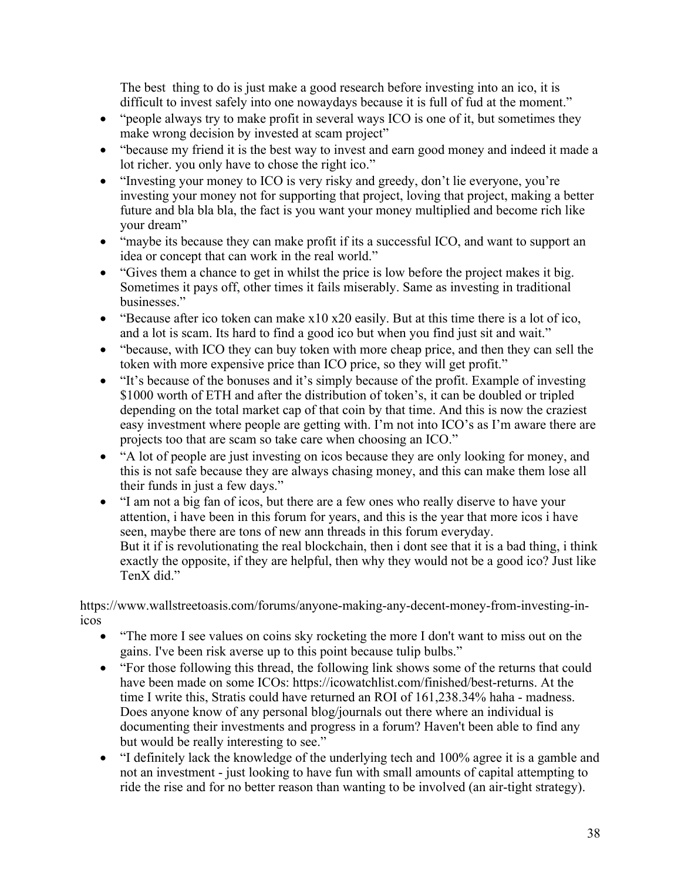The best  thing to do is just make a good research before investing into an ico, it is difficult to invest safely into one nowaydays because it is full of fud at the moment."

- "people always try to make profit in several ways ICO is one of it, but sometimes they make wrong decision by invested at scam project"
- "because my friend it is the best way to invest and earn good money and indeed it made a lot richer. you only have to chose the right ico."
- "Investing your money to ICO is very risky and greedy, don't lie everyone, you're investing your money not for supporting that project, loving that project, making a better future and bla bla bla, the fact is you want your money multiplied and become rich like your dream"
- "maybe its because they can make profit if its a successful ICO, and want to support an idea or concept that can work in the real world."
- "Gives them a chance to get in whilst the price is low before the project makes it big. Sometimes it pays off, other times it fails miserably. Same as investing in traditional businesses."
- "Because after ico token can make x10 x20 easily. But at this time there is a lot of ico, and a lot is scam. Its hard to find a good ico but when you find just sit and wait."
- "because, with ICO they can buy token with more cheap price, and then they can sell the token with more expensive price than ICO price, so they will get profit."
- "It's because of the bonuses and it's simply because of the profit. Example of investing $1000 worth of ETH and after the distribution of token's, it can be doubled or tripled depending on the total market cap of that coin by that time. And this is now the craziest easy investment where people are getting with. I'm not into ICO's as I'm aware there are projects too that are scam so take care when choosing an ICO."
- "A lot of people are just investing on icos because they are only looking for money, and this is not safe because they are always chasing money, and this can make them lose all their funds in just a few days."
- "I am not a big fan of icos, but there are a few ones who really diserve to have your attention, i have been in this forum for years, and this is the year that more icos i have seen, maybe there are tons of new ann threads in this forum everyday.
  But it if is revolutionating the real blockchain, then i dont see that it is a bad thing, i think exactly the opposite, if they are helpful, then why they would not be a good ico? Just like TenX did."

https://www.wallstreetoasis.com/forums/anyone-making-any-decent-money-from-investing-in-icos

- "The more I see values on coins sky rocketing the more I don't want to miss out on the gains. I've been risk averse up to this point because tulip bulbs."
- "For those following this thread, the following link shows some of the returns that could have been made on some ICOs: https://icowatchlist.com/finished/best-returns. At the time I write this, Stratis could have returned an ROI of 161,238.34% haha - madness. Does anyone know of any personal blog/journals out there where an individual is documenting their investments and progress in a forum? Haven't been able to find any but would be really interesting to see."
- "I definitely lack the knowledge of the underlying tech and 100% agree it is a gamble and not an investment - just looking to have fun with small amounts of capital attempting to ride the rise and for no better reason than wanting to be involved (an air-tight strategy).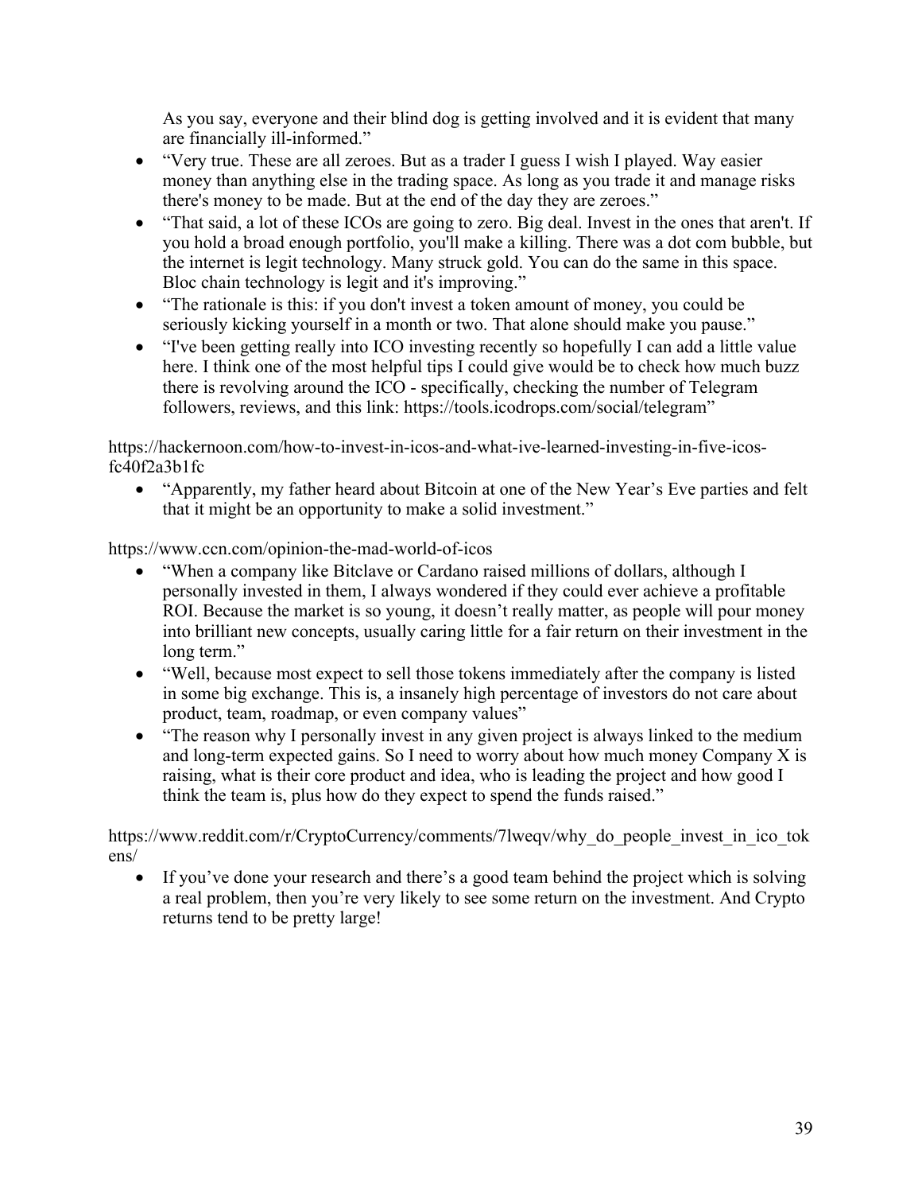As you say, everyone and their blind dog is getting involved and it is evident that many are financially ill-informed."

- "Very true. These are all zeroes. But as a trader I guess I wish I played. Way easier money than anything else in the trading space. As long as you trade it and manage risks there's money to be made. But at the end of the day they are zeroes."
- "That said, a lot of these ICOs are going to zero. Big deal. Invest in the ones that aren't. If you hold a broad enough portfolio, you'll make a killing. There was a dot com bubble, but the internet is legit technology. Many struck gold. You can do the same in this space. Bloc chain technology is legit and it's improving."
- "The rationale is this: if you don't invest a token amount of money, you could be seriously kicking yourself in a month or two. That alone should make you pause."
- "I've been getting really into ICO investing recently so hopefully I can add a little value here. I think one of the most helpful tips I could give would be to check how much buzz there is revolving around the ICO - specifically, checking the number of Telegram followers, reviews, and this link: https://tools.icodrops.com/social/telegram"

https://hackernoon.com/how-to-invest-in-icos-and-what-ive-learned-investing-in-five-icos-fc40f2a3b1fc

- "Apparently, my father heard about Bitcoin at one of the New Year's Eve parties and felt that it might be an opportunity to make a solid investment."

https://www.ccn.com/opinion-the-mad-world-of-icos

- "When a company like Bitclave or Cardano raised millions of dollars, although I personally invested in them, I always wondered if they could ever achieve a profitable ROI. Because the market is so young, it doesn't really matter, as people will pour money into brilliant new concepts, usually caring little for a fair return on their investment in the long term."
- "Well, because most expect to sell those tokens immediately after the company is listed in some big exchange. This is, a insanely high percentage of investors do not care about product, team, roadmap, or even company values"
- "The reason why I personally invest in any given project is always linked to the medium and long-term expected gains. So I need to worry about how much money Company X is raising, what is their core product and idea, who is leading the project and how good I think the team is, plus how do they expect to spend the funds raised."

https://www.reddit.com/r/CryptoCurrency/comments/7lweqv/why_do_people_invest_in_ico_tokens/

- If you've done your research and there's a good team behind the project which is solving a real problem, then you're very likely to see some return on the investment. And Crypto returns tend to be pretty large!